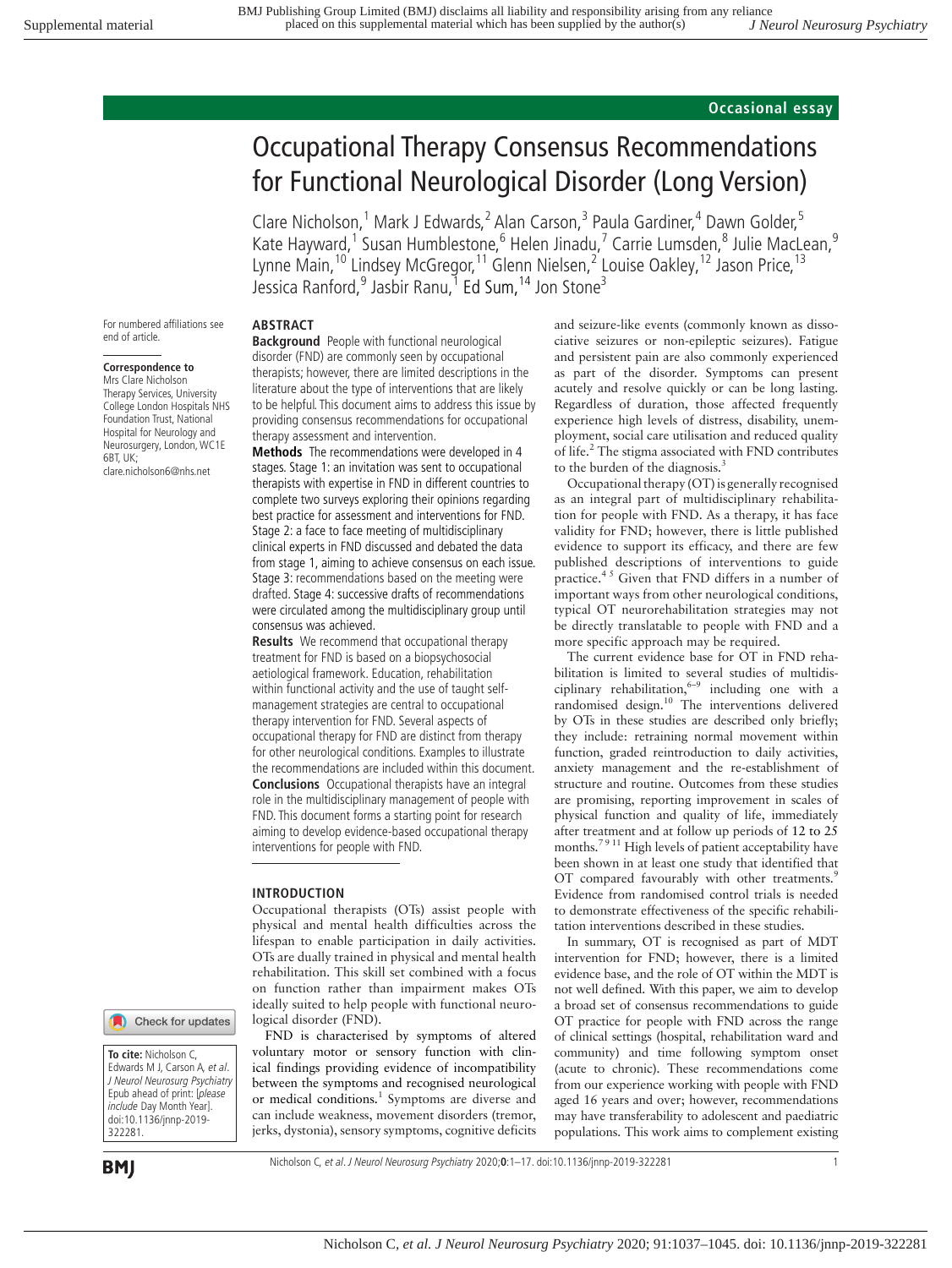Occasional essay

# Occupational Therapy Consensus Recommendations for Functional Neurological Disorder (Long Version)

Clare Nicholson,[1] Mark J Edwards,[2] Alan Carson,[3] Paula Gardiner,[4] Dawn Golder,[5] Kate Hayward,[1] Susan Humblestone,[6] Helen Jinadu,[7] Carrie Lumsden,[8] Julie MacLean,[9] Lynne Main,[10] Lindsey McGregor,[11] Glenn Nielsen,[2] Louise Oakley,[12] Jason Price,[13] Jessica Ranford,[9] Jasbir Ranu,[1] Ed Sum,[14] Jon Stone[3]

For numbered affiliations see end of article.

**Correspondence to**
Mrs Clare Nicholson
Therapy Services, University College London Hospitals NHS Foundation Trust, National Hospital for Neurology and Neurosurgery, London, WC1E 6BT, UK;
clare.nicholson6@nhs.net

**To cite:** Nicholson C, Edwards M J, Carson A, *et al*. *J Neurol Neurosurg Psychiatry* Epub ahead of print: [*please include* Day Month Year]. doi:10.1136/jnnp-2019-322281.

## ABSTRACT

**Background** People with functional neurological disorder (FND) are commonly seen by occupational therapists; however, there are limited descriptions in the literature about the type of interventions that are likely to be helpful. This document aims to address this issue by providing consensus recommendations for occupational therapy assessment and intervention.

**Methods** The recommendations were developed in 4 stages. Stage 1: an invitation was sent to occupational therapists with expertise in FND in different countries to complete two surveys exploring their opinions regarding best practice for assessment and interventions for FND. Stage 2: a face to face meeting of multidisciplinary clinical experts in FND discussed and debated the data from stage 1, aiming to achieve consensus on each issue. Stage 3: recommendations based on the meeting were drafted. Stage 4: successive drafts of recommendations were circulated among the multidisciplinary group until consensus was achieved.

**Results** We recommend that occupational therapy treatment for FND is based on a biopsychosocial aetiological framework. Education, rehabilitation within functional activity and the use of taught self-management strategies are central to occupational therapy intervention for FND. Several aspects of occupational therapy for FND are distinct from therapy for other neurological conditions. Examples to illustrate the recommendations are included within this document.

**Conclusions** Occupational therapists have an integral role in the multidisciplinary management of people with FND. This document forms a starting point for research aiming to develop evidence-based occupational therapy interventions for people with FND.

## INTRODUCTION

Occupational therapists (OTs) assist people with physical and mental health difficulties across the lifespan to enable participation in daily activities. OTs are dually trained in physical and mental health rehabilitation. This skill set combined with a focus on function rather than impairment makes OTs ideally suited to help people with functional neurological disorder (FND).

FND is characterised by symptoms of altered voluntary motor or sensory function with clinical findings providing evidence of incompatibility between the symptoms and recognised neurological or medical conditions.[1] Symptoms are diverse and can include weakness, movement disorders (tremor, jerks, dystonia), sensory symptoms, cognitive deficits and seizure-like events (commonly known as dissociative seizures or non-epileptic seizures). Fatigue and persistent pain are also commonly experienced as part of the disorder. Symptoms can present acutely and resolve quickly or can be long lasting. Regardless of duration, those affected frequently experience high levels of distress, disability, unemployment, social care utilisation and reduced quality of life.[2] The stigma associated with FND contributes to the burden of the diagnosis.[3]

Occupational therapy (OT) is generally recognised as an integral part of multidisciplinary rehabilitation for people with FND. As a therapy, it has face validity for FND; however, there is little published evidence to support its efficacy, and there are few published descriptions of interventions to guide practice.[4 5] Given that FND differs in a number of important ways from other neurological conditions, typical OT neurorehabilitation strategies may not be directly translatable to people with FND and a more specific approach may be required.

The current evidence base for OT in FND rehabilitation is limited to several studies of multidisciplinary rehabilitation,[6–9] including one with a randomised design.[10] The interventions delivered by OTs in these studies are described only briefly; they include: retraining normal movement within function, graded reintroduction to daily activities, anxiety management and the re-establishment of structure and routine. Outcomes from these studies are promising, reporting improvement in scales of physical function and quality of life, immediately after treatment and at follow up periods of 12 to 25 months.[7 9 11] High levels of patient acceptability have been shown in at least one study that identified that OT compared favourably with other treatments.[9] Evidence from randomised control trials is needed to demonstrate effectiveness of the specific rehabilitation interventions described in these studies.

In summary, OT is recognised as part of MDT intervention for FND; however, there is a limited evidence base, and the role of OT within the MDT is not well defined. With this paper, we aim to develop a broad set of consensus recommendations to guide OT practice for people with FND across the range of clinical settings (hospital, rehabilitation ward and community) and time following symptom onset (acute to chronic). These recommendations come from our experience working with people with FND aged 16 years and over; however, recommendations may have transferability to adolescent and paediatric populations. This work aims to complement existing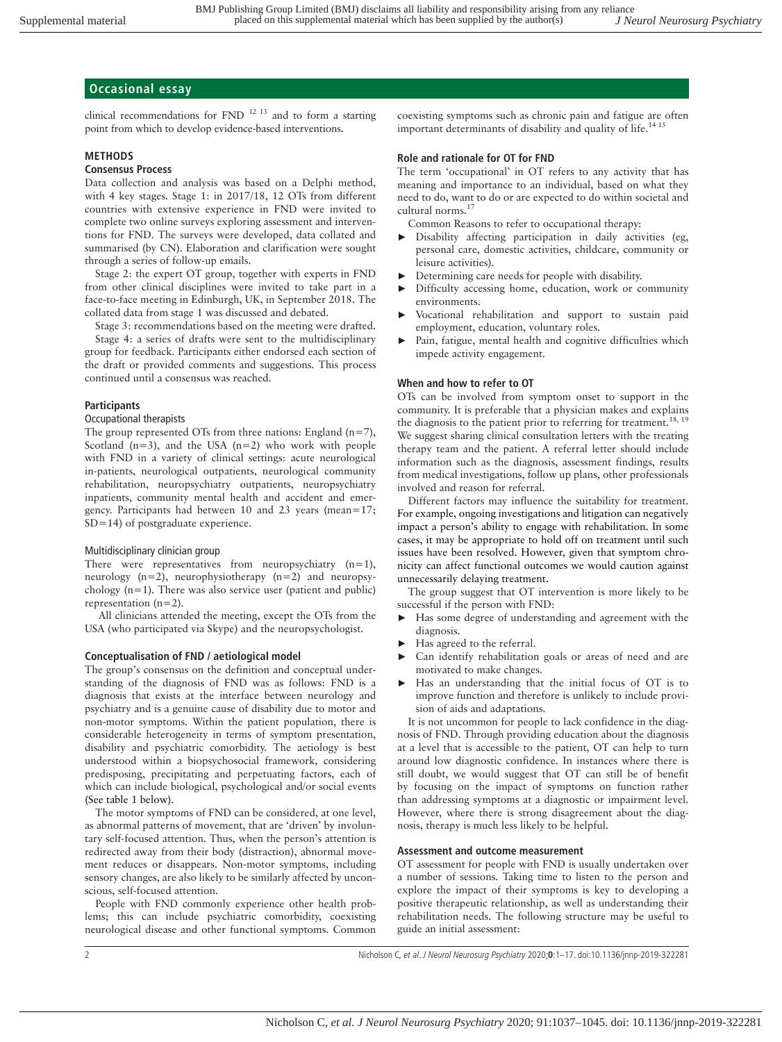clinical recommendations for FND [12 13] and to form a starting point from which to develop evidence-based interventions.

## METHODS

### Consensus Process

Data collection and analysis was based on a Delphi method, with 4 key stages. Stage 1: in 2017/18, 12 OTs from different countries with extensive experience in FND were invited to complete two online surveys exploring assessment and interventions for FND. The surveys were developed, data collated and summarised (by CN). Elaboration and clarification were sought through a series of follow-up emails.

Stage 2: the expert OT group, together with experts in FND from other clinical disciplines were invited to take part in a face-to-face meeting in Edinburgh, UK, in September 2018. The collated data from stage 1 was discussed and debated.

Stage 3: recommendations based on the meeting were drafted.

Stage 4: a series of drafts were sent to the multidisciplinary group for feedback. Participants either endorsed each section of the draft or provided comments and suggestions. This process continued until a consensus was reached.

### Participants

#### Occupational therapists

The group represented OTs from three nations: England (n=7), Scotland (n=3), and the USA (n=2) who work with people with FND in a variety of clinical settings: acute neurological in-patients, neurological outpatients, neurological community rehabilitation, neuropsychiatry outpatients, neuropsychiatry inpatients, community mental health and accident and emergency. Participants had between 10 and 23 years (mean=17; SD=14) of postgraduate experience.

#### Multidisciplinary clinician group

There were representatives from neuropsychiatry (n=1), neurology (n=2), neurophysiotherapy (n=2) and neuropsychology (n=1). There was also service user (patient and public) representation (n=2).

All clinicians attended the meeting, except the OTs from the USA (who participated via Skype) and the neuropsychologist.

### Conceptualisation of FND / aetiological model

The group's consensus on the definition and conceptual understanding of the diagnosis of FND was as follows: FND is a diagnosis that exists at the interface between neurology and psychiatry and is a genuine cause of disability due to motor and non-motor symptoms. Within the patient population, there is considerable heterogeneity in terms of symptom presentation, disability and psychiatric comorbidity. The aetiology is best understood within a biopsychosocial framework, considering predisposing, precipitating and perpetuating factors, each of which can include biological, psychological and/or social events (See table 1 below).

The motor symptoms of FND can be considered, at one level, as abnormal patterns of movement, that are 'driven' by involuntary self-focused attention. Thus, when the person's attention is redirected away from their body (distraction), abnormal movement reduces or disappears. Non-motor symptoms, including sensory changes, are also likely to be similarly affected by unconscious, self-focused attention.

People with FND commonly experience other health problems; this can include psychiatric comorbidity, coexisting neurological disease and other functional symptoms. Common coexisting symptoms such as chronic pain and fatigue are often important determinants of disability and quality of life.[14 15]

### Role and rationale for OT for FND

The term 'occupational' in OT refers to any activity that has meaning and importance to an individual, based on what they need to do, want to do or are expected to do within societal and cultural norms.[17]

Common Reasons to refer to occupational therapy:

- Disability affecting participation in daily activities (eg, personal care, domestic activities, childcare, community or leisure activities).
- Determining care needs for people with disability.
- Difficulty accessing home, education, work or community environments.
- Vocational rehabilitation and support to sustain paid employment, education, voluntary roles.
- Pain, fatigue, mental health and cognitive difficulties which impede activity engagement.

### When and how to refer to OT

OTs can be involved from symptom onset to support in the community. It is preferable that a physician makes and explains the diagnosis to the patient prior to referring for treatment.[18, 19] We suggest sharing clinical consultation letters with the treating therapy team and the patient. A referral letter should include information such as the diagnosis, assessment findings, results from medical investigations, follow up plans, other professionals involved and reason for referral.

Different factors may influence the suitability for treatment. For example, ongoing investigations and litigation can negatively impact a person's ability to engage with rehabilitation. In some cases, it may be appropriate to hold off on treatment until such issues have been resolved. However, given that symptom chronicity can affect functional outcomes we would caution against unnecessarily delaying treatment.

The group suggest that OT intervention is more likely to be successful if the person with FND:

- Has some degree of understanding and agreement with the diagnosis.
- Has agreed to the referral.
- Can identify rehabilitation goals or areas of need and are motivated to make changes.
- Has an understanding that the initial focus of OT is to improve function and therefore is unlikely to include provision of aids and adaptations.

It is not uncommon for people to lack confidence in the diagnosis of FND. Through providing education about the diagnosis at a level that is accessible to the patient, OT can help to turn around low diagnostic confidence. In instances where there is still doubt, we would suggest that OT can still be of benefit by focusing on the impact of symptoms on function rather than addressing symptoms at a diagnostic or impairment level. However, where there is strong disagreement about the diagnosis, therapy is much less likely to be helpful.

### Assessment and outcome measurement

OT assessment for people with FND is usually undertaken over a number of sessions. Taking time to listen to the person and explore the impact of their symptoms is key to developing a positive therapeutic relationship, as well as understanding their rehabilitation needs. The following structure may be useful to guide an initial assessment: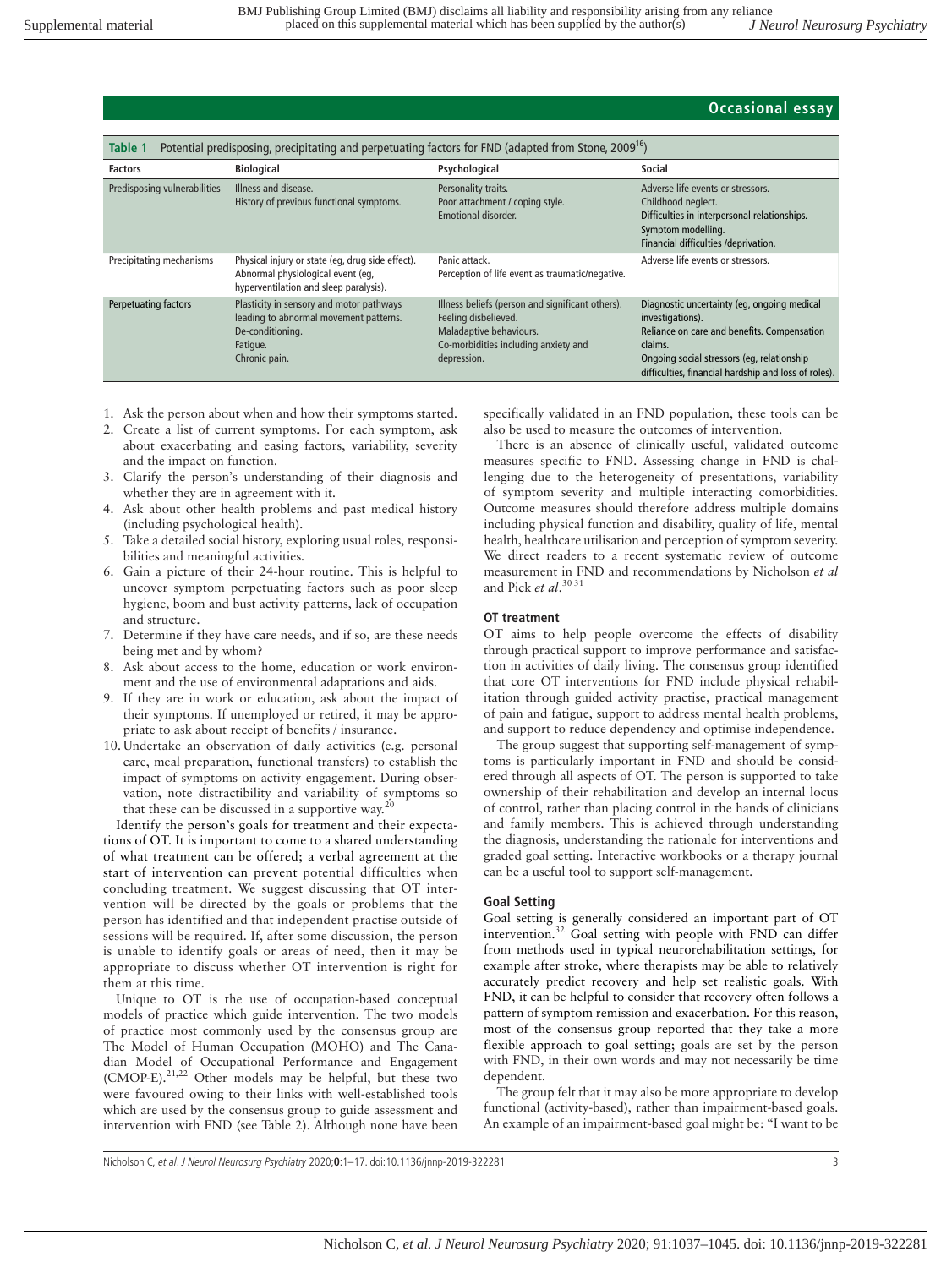Table 1 Potential predisposing, precipitating and perpetuating factors for FND (adapted from Stone, 2009[16])

| Factors | Biological | Psychological | Social |
|---|---|---|---|
| Predisposing vulnerabilities | Illness and disease.<br>History of previous functional symptoms. | Personality traits.<br>Poor attachment / coping style.<br>Emotional disorder. | Adverse life events or stressors.<br>Childhood neglect.<br>Difficulties in interpersonal relationships.<br>Symptom modelling.<br>Financial difficulties /deprivation. |
| Precipitating mechanisms | Physical injury or state (eg, drug side effect).<br>Abnormal physiological event (eg, hyperventilation and sleep paralysis). | Panic attack.<br>Perception of life event as traumatic/negative. | Adverse life events or stressors. |
| Perpetuating factors | Plasticity in sensory and motor pathways leading to abnormal movement patterns.<br>De-conditioning.<br>Fatigue.<br>Chronic pain. | Illness beliefs (person and significant others).<br>Feeling disbelieved.<br>Maladaptive behaviours.<br>Co-morbidities including anxiety and depression. | Diagnostic uncertainty (eg, ongoing medical investigations).<br>Reliance on care and benefits. Compensation claims.<br>Ongoing social stressors (eg, relationship difficulties, financial hardship and loss of roles). |

1. Ask the person about when and how their symptoms started.
2. Create a list of current symptoms. For each symptom, ask about exacerbating and easing factors, variability, severity and the impact on function.
3. Clarify the person's understanding of their diagnosis and whether they are in agreement with it.
4. Ask about other health problems and past medical history (including psychological health).
5. Take a detailed social history, exploring usual roles, responsibilities and meaningful activities.
6. Gain a picture of their 24-hour routine. This is helpful to uncover symptom perpetuating factors such as poor sleep hygiene, boom and bust activity patterns, lack of occupation and structure.
7. Determine if they have care needs, and if so, are these needs being met and by whom?
8. Ask about access to the home, education or work environment and the use of environmental adaptations and aids.
9. If they are in work or education, ask about the impact of their symptoms. If unemployed or retired, it may be appropriate to ask about receipt of benefits / insurance.
10. Undertake an observation of daily activities (e.g. personal care, meal preparation, functional transfers) to establish the impact of symptoms on activity engagement. During observation, note distractibility and variability of symptoms so that these can be discussed in a supportive way.[20]

Identify the person's goals for treatment and their expectations of OT. It is important to come to a shared understanding of what treatment can be offered; a verbal agreement at the start of intervention can prevent potential difficulties when concluding treatment. We suggest discussing that OT intervention will be directed by the goals or problems that the person has identified and that independent practise outside of sessions will be required. If, after some discussion, the person is unable to identify goals or areas of need, then it may be appropriate to discuss whether OT intervention is right for them at this time.

Unique to OT is the use of occupation-based conceptual models of practice which guide intervention. The two models of practice most commonly used by the consensus group are The Model of Human Occupation (MOHO) and The Canadian Model of Occupational Performance and Engagement (CMOP-E).[21,22] Other models may be helpful, but these two were favoured owing to their links with well-established tools which are used by the consensus group to guide assessment and intervention with FND (see Table 2). Although none have been specifically validated in an FND population, these tools can be also be used to measure the outcomes of intervention.

There is an absence of clinically useful, validated outcome measures specific to FND. Assessing change in FND is challenging due to the heterogeneity of presentations, variability of symptom severity and multiple interacting comorbidities. Outcome measures should therefore address multiple domains including physical function and disability, quality of life, mental health, healthcare utilisation and perception of symptom severity. We direct readers to a recent systematic review of outcome measurement in FND and recommendations by Nicholson *et al* and Pick *et al*.[30,31]

#### OT treatment

OT aims to help people overcome the effects of disability through practical support to improve performance and satisfaction in activities of daily living. The consensus group identified that core OT interventions for FND include physical rehabilitation through guided activity practise, practical management of pain and fatigue, support to address mental health problems, and support to reduce dependency and optimise independence.

The group suggest that supporting self-management of symptoms is particularly important in FND and should be considered through all aspects of OT. The person is supported to take ownership of their rehabilitation and develop an internal locus of control, rather than placing control in the hands of clinicians and family members. This is achieved through understanding the diagnosis, understanding the rationale for interventions and graded goal setting. Interactive workbooks or a therapy journal can be a useful tool to support self-management.

#### Goal Setting

Goal setting is generally considered an important part of OT intervention.[32] Goal setting with people with FND can differ from methods used in typical neurorehabilitation settings, for example after stroke, where therapists may be able to relatively accurately predict recovery and help set realistic goals. With FND, it can be helpful to consider that recovery often follows a pattern of symptom remission and exacerbation. For this reason, most of the consensus group reported that they take a more flexible approach to goal setting; goals are set by the person with FND, in their own words and may not necessarily be time dependent.

The group felt that it may also be more appropriate to develop functional (activity-based), rather than impairment-based goals. An example of an impairment-based goal might be: "I want to be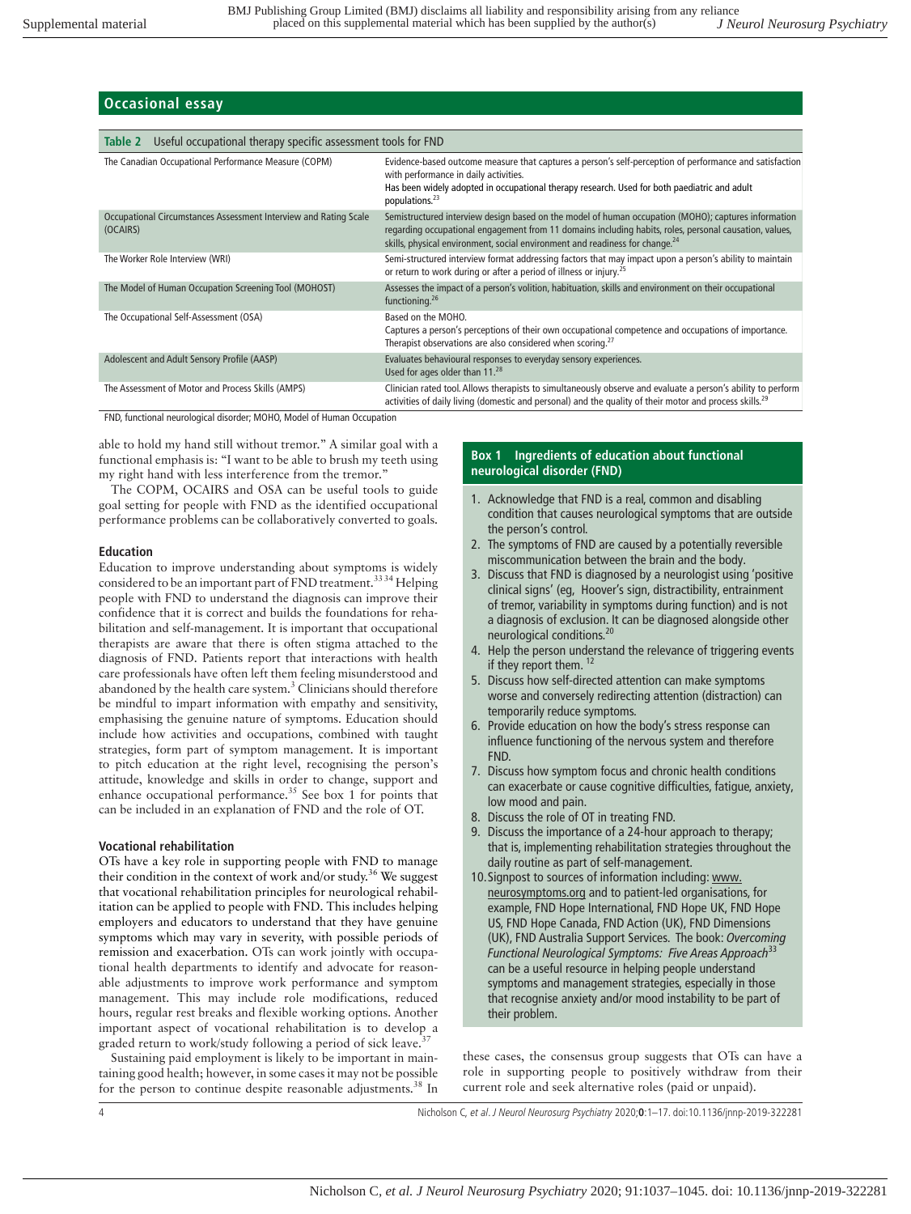## Occasional essay

**Table 2** Useful occupational therapy specific assessment tools for FND

| | |
|---|---|
| The Canadian Occupational Performance Measure (COPM) | Evidence-based outcome measure that captures a person's self-perception of performance and satisfaction with performance in daily activities. Has been widely adopted in occupational therapy research. Used for both paediatric and adult populations.[23] |
| Occupational Circumstances Assessment Interview and Rating Scale (OCAIRS) | Semistructured interview design based on the model of human occupation (MOHO); captures information regarding occupational engagement from 11 domains including habits, roles, personal causation, values, skills, physical environment, social environment and readiness for change.[24] |
| The Worker Role Interview (WRI) | Semi-structured interview format addressing factors that may impact upon a person's ability to maintain or return to work during or after a period of illness or injury.[25] |
| The Model of Human Occupation Screening Tool (MOHOST) | Assesses the impact of a person's volition, habituation, skills and environment on their occupational functioning.[26] |
| The Occupational Self-Assessment (OSA) | Based on the MOHO. Captures a person's perceptions of their own occupational competence and occupations of importance. Therapist observations are also considered when scoring.[27] |
| Adolescent and Adult Sensory Profile (AASP) | Evaluates behavioural responses to everyday sensory experiences. Used for ages older than 11.[28] |
| The Assessment of Motor and Process Skills (AMPS) | Clinician rated tool. Allows therapists to simultaneously observe and evaluate a person's ability to perform activities of daily living (domestic and personal) and the quality of their motor and process skills.[29] |

FND, functional neurological disorder; MOHO, Model of Human Occupation

able to hold my hand still without tremor." A similar goal with a functional emphasis is: "I want to be able to brush my teeth using my right hand with less interference from the tremor."

The COPM, OCAIRS and OSA can be useful tools to guide goal setting for people with FND as the identified occupational performance problems can be collaboratively converted to goals.

### Education

Education to improve understanding about symptoms is widely considered to be an important part of FND treatment.[33 34] Helping people with FND to understand the diagnosis can improve their confidence that it is correct and builds the foundations for rehabilitation and self-management. It is important that occupational therapists are aware that there is often stigma attached to the diagnosis of FND. Patients report that interactions with health care professionals have often left them feeling misunderstood and abandoned by the health care system.[3] Clinicians should therefore be mindful to impart information with empathy and sensitivity, emphasising the genuine nature of symptoms. Education should include how activities and occupations, combined with taught strategies, form part of symptom management. It is important to pitch education at the right level, recognising the person's attitude, knowledge and skills in order to change, support and enhance occupational performance.[35] See box 1 for points that can be included in an explanation of FND and the role of OT.

### Vocational rehabilitation

OTs have a key role in supporting people with FND to manage their condition in the context of work and/or study.[36] We suggest that vocational rehabilitation principles for neurological rehabilitation can be applied to people with FND. This includes helping employers and educators to understand that they have genuine symptoms which may vary in severity, with possible periods of remission and exacerbation. OTs can work jointly with occupational health departments to identify and advocate for reasonable adjustments to improve work performance and symptom management. This may include role modifications, reduced hours, regular rest breaks and flexible working options. Another important aspect of vocational rehabilitation is to develop a graded return to work/study following a period of sick leave.[37]

Sustaining paid employment is likely to be important in maintaining good health; however, in some cases it may not be possible for the person to continue despite reasonable adjustments.[38] In these cases, the consensus group suggests that OTs can have a role in supporting people to positively withdraw from their current role and seek alternative roles (paid or unpaid).

**Box 1 Ingredients of education about functional neurological disorder (FND)**

1. Acknowledge that FND is a real, common and disabling condition that causes neurological symptoms that are outside the person's control.
2. The symptoms of FND are caused by a potentially reversible miscommunication between the brain and the body.
3. Discuss that FND is diagnosed by a neurologist using 'positive clinical signs' (eg, Hoover's sign, distractibility, entrainment of tremor, variability in symptoms during function) and is not a diagnosis of exclusion. It can be diagnosed alongside other neurological conditions.[20]
4. Help the person understand the relevance of triggering events if they report them.[12]
5. Discuss how self-directed attention can make symptoms worse and conversely redirecting attention (distraction) can temporarily reduce symptoms.
6. Provide education on how the body's stress response can influence functioning of the nervous system and therefore FND.
7. Discuss how symptom focus and chronic health conditions can exacerbate or cause cognitive difficulties, fatigue, anxiety, low mood and pain.
8. Discuss the role of OT in treating FND.
9. Discuss the importance of a 24-hour approach to therapy; that is, implementing rehabilitation strategies throughout the daily routine as part of self-management.
10. Signpost to sources of information including: www.neurosymptoms.org and to patient-led organisations, for example, FND Hope International, FND Hope UK, FND Hope US, FND Hope Canada, FND Action (UK), FND Dimensions (UK), FND Australia Support Services. The book: *Overcoming Functional Neurological Symptoms: Five Areas Approach*[33] can be a useful resource in helping people understand symptoms and management strategies, especially in those that recognise anxiety and/or mood instability to be part of their problem.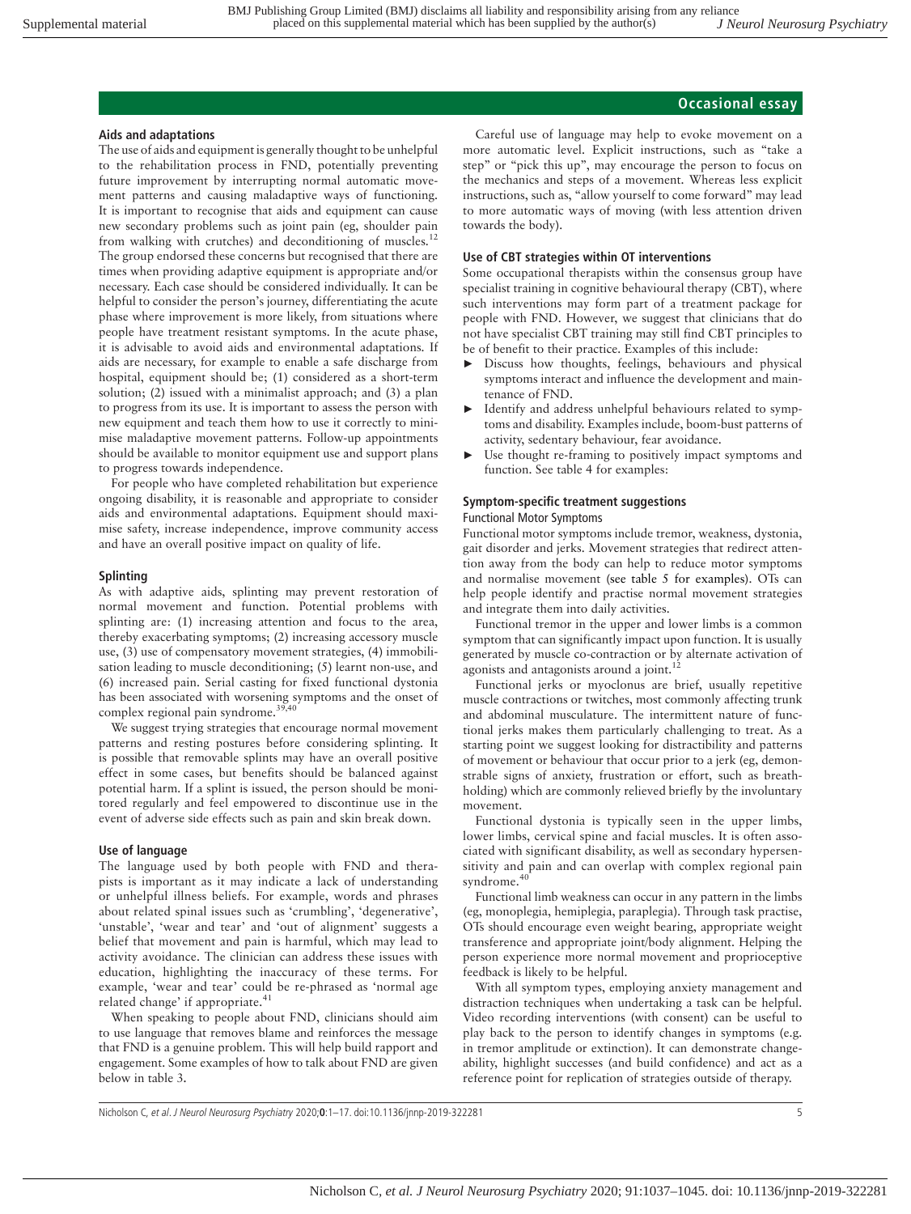## Aids and adaptations

The use of aids and equipment is generally thought to be unhelpful to the rehabilitation process in FND, potentially preventing future improvement by interrupting normal automatic movement patterns and causing maladaptive ways of functioning. It is important to recognise that aids and equipment can cause new secondary problems such as joint pain (eg, shoulder pain from walking with crutches) and deconditioning of muscles.[12] The group endorsed these concerns but recognised that there are times when providing adaptive equipment is appropriate and/or necessary. Each case should be considered individually. It can be helpful to consider the person's journey, differentiating the acute phase where improvement is more likely, from situations where people have treatment resistant symptoms. In the acute phase, it is advisable to avoid aids and environmental adaptations. If aids are necessary, for example to enable a safe discharge from hospital, equipment should be; (1) considered as a short-term solution; (2) issued with a minimalist approach; and (3) a plan to progress from its use. It is important to assess the person with new equipment and teach them how to use it correctly to minimise maladaptive movement patterns. Follow-up appointments should be available to monitor equipment use and support plans to progress towards independence.

For people who have completed rehabilitation but experience ongoing disability, it is reasonable and appropriate to consider aids and environmental adaptations. Equipment should maximise safety, increase independence, improve community access and have an overall positive impact on quality of life.

## Splinting

As with adaptive aids, splinting may prevent restoration of normal movement and function. Potential problems with splinting are: (1) increasing attention and focus to the area, thereby exacerbating symptoms; (2) increasing accessory muscle use, (3) use of compensatory movement strategies, (4) immobilisation leading to muscle deconditioning; (5) learnt non-use, and (6) increased pain. Serial casting for fixed functional dystonia has been associated with worsening symptoms and the onset of complex regional pain syndrome.[39,40]

We suggest trying strategies that encourage normal movement patterns and resting postures before considering splinting. It is possible that removable splints may have an overall positive effect in some cases, but benefits should be balanced against potential harm. If a splint is issued, the person should be monitored regularly and feel empowered to discontinue use in the event of adverse side effects such as pain and skin break down.

## Use of language

The language used by both people with FND and therapists is important as it may indicate a lack of understanding or unhelpful illness beliefs. For example, words and phrases about related spinal issues such as 'crumbling', 'degenerative', 'unstable', 'wear and tear' and 'out of alignment' suggests a belief that movement and pain is harmful, which may lead to activity avoidance. The clinician can address these issues with education, highlighting the inaccuracy of these terms. For example, 'wear and tear' could be re-phrased as 'normal age related change' if appropriate.[41]

When speaking to people about FND, clinicians should aim to use language that removes blame and reinforces the message that FND is a genuine problem. This will help build rapport and engagement. Some examples of how to talk about FND are given below in table 3.

Careful use of language may help to evoke movement on a more automatic level. Explicit instructions, such as "take a step" or "pick this up", may encourage the person to focus on the mechanics and steps of a movement. Whereas less explicit instructions, such as, "allow yourself to come forward" may lead to more automatic ways of moving (with less attention driven towards the body).

## Use of CBT strategies within OT interventions

Some occupational therapists within the consensus group have specialist training in cognitive behavioural therapy (CBT), where such interventions may form part of a treatment package for people with FND. However, we suggest that clinicians that do not have specialist CBT training may still find CBT principles to be of benefit to their practice. Examples of this include:

- Discuss how thoughts, feelings, behaviours and physical symptoms interact and influence the development and maintenance of FND.
- Identify and address unhelpful behaviours related to symptoms and disability. Examples include, boom-bust patterns of activity, sedentary behaviour, fear avoidance.
- Use thought re-framing to positively impact symptoms and function. See table 4 for examples:

## Symptom-specific treatment suggestions

### Functional Motor Symptoms

Functional motor symptoms include tremor, weakness, dystonia, gait disorder and jerks. Movement strategies that redirect attention away from the body can help to reduce motor symptoms and normalise movement (see table 5 for examples). OTs can help people identify and practise normal movement strategies and integrate them into daily activities.

Functional tremor in the upper and lower limbs is a common symptom that can significantly impact upon function. It is usually generated by muscle co-contraction or by alternate activation of agonists and antagonists around a joint.[12]

Functional jerks or myoclonus are brief, usually repetitive muscle contractions or twitches, most commonly affecting trunk and abdominal musculature. The intermittent nature of functional jerks makes them particularly challenging to treat. As a starting point we suggest looking for distractibility and patterns of movement or behaviour that occur prior to a jerk (eg, demonstrable signs of anxiety, frustration or effort, such as breath-holding) which are commonly relieved briefly by the involuntary movement.

Functional dystonia is typically seen in the upper limbs, lower limbs, cervical spine and facial muscles. It is often associated with significant disability, as well as secondary hypersensitivity and pain and can overlap with complex regional pain syndrome.[40]

Functional limb weakness can occur in any pattern in the limbs (eg, monoplegia, hemiplegia, paraplegia). Through task practise, OTs should encourage even weight bearing, appropriate weight transference and appropriate joint/body alignment. Helping the person experience more normal movement and proprioceptive feedback is likely to be helpful.

With all symptom types, employing anxiety management and distraction techniques when undertaking a task can be helpful. Video recording interventions (with consent) can be useful to play back to the person to identify changes in symptoms (e.g. in tremor amplitude or extinction). It can demonstrate changeability, highlight successes (and build confidence) and act as a reference point for replication of strategies outside of therapy.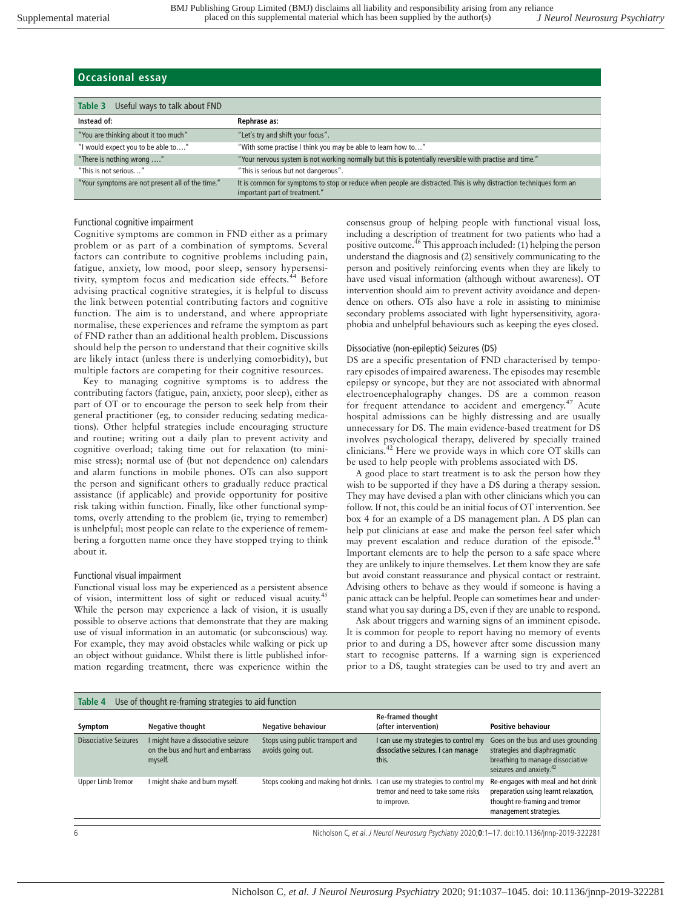## Occasional essay

**Table 3** Useful ways to talk about FND

| Instead of: | Rephrase as: |
|---|---|
| "You are thinking about it too much" | "Let's try and shift your focus". |
| "I would expect you to be able to…." | "With some practise I think you may be able to learn how to…" |
| "There is nothing wrong …." | "Your nervous system is not working normally but this is potentially reversible with practise and time." |
| "This is not serious…" | "This is serious but not dangerous". |
| "Your symptoms are not present all of the time." | It is common for symptoms to stop or reduce when people are distracted. This is why distraction techniques form an important part of treatment." |

### Functional cognitive impairment

Cognitive symptoms are common in FND either as a primary problem or as part of a combination of symptoms. Several factors can contribute to cognitive problems including pain, fatigue, anxiety, low mood, poor sleep, sensory hypersensitivity, symptom focus and medication side effects.[44] Before advising practical cognitive strategies, it is helpful to discuss the link between potential contributing factors and cognitive function. The aim is to understand, and where appropriate normalise, these experiences and reframe the symptom as part of FND rather than an additional health problem. Discussions should help the person to understand that their cognitive skills are likely intact (unless there is underlying comorbidity), but multiple factors are competing for their cognitive resources.

Key to managing cognitive symptoms is to address the contributing factors (fatigue, pain, anxiety, poor sleep), either as part of OT or to encourage the person to seek help from their general practitioner (eg, to consider reducing sedating medications). Other helpful strategies include encouraging structure and routine; writing out a daily plan to prevent activity and cognitive overload; taking time out for relaxation (to minimise stress); normal use of (but not dependence on) calendars and alarm functions in mobile phones. OTs can also support the person and significant others to gradually reduce practical assistance (if applicable) and provide opportunity for positive risk taking within function. Finally, like other functional symptoms, overly attending to the problem (ie, trying to remember) is unhelpful; most people can relate to the experience of remembering a forgotten name once they have stopped trying to think about it.

### Functional visual impairment

Functional visual loss may be experienced as a persistent absence of vision, intermittent loss of sight or reduced visual acuity.[45] While the person may experience a lack of vision, it is usually possible to observe actions that demonstrate that they are making use of visual information in an automatic (or subconscious) way. For example, they may avoid obstacles while walking or pick up an object without guidance. Whilst there is little published information regarding treatment, there was experience within the consensus group of helping people with functional visual loss, including a description of treatment for two patients who had a positive outcome.[46] This approach included: (1) helping the person understand the diagnosis and (2) sensitively communicating to the person and positively reinforcing events when they are likely to have used visual information (although without awareness). OT intervention should aim to prevent activity avoidance and dependence on others. OTs also have a role in assisting to minimise secondary problems associated with light hypersensitivity, agoraphobia and unhelpful behaviours such as keeping the eyes closed.

### Dissociative (non-epileptic) Seizures (DS)

DS are a specific presentation of FND characterised by temporary episodes of impaired awareness. The episodes may resemble epilepsy or syncope, but they are not associated with abnormal electroencephalography changes. DS are a common reason for frequent attendance to accident and emergency.[47] Acute hospital admissions can be highly distressing and are usually unnecessary for DS. The main evidence-based treatment for DS involves psychological therapy, delivered by specially trained clinicians.[42] Here we provide ways in which core OT skills can be used to help people with problems associated with DS.

A good place to start treatment is to ask the person how they wish to be supported if they have a DS during a therapy session. They may have devised a plan with other clinicians which you can follow. If not, this could be an initial focus of OT intervention. See box 4 for an example of a DS management plan. A DS plan can help put clinicians at ease and make the person feel safer which may prevent escalation and reduce duration of the episode.[48] Important elements are to help the person to a safe space where they are unlikely to injure themselves. Let them know they are safe but avoid constant reassurance and physical contact or restraint. Advising others to behave as they would if someone is having a panic attack can be helpful. People can sometimes hear and understand what you say during a DS, even if they are unable to respond.

Ask about triggers and warning signs of an imminent episode. It is common for people to report having no memory of events prior to and during a DS, however after some discussion many start to recognise patterns. If a warning sign is experienced prior to a DS, taught strategies can be used to try and avert an

**Table 4** Use of thought re-framing strategies to aid function

| Symptom | Negative thought | Negative behaviour | Re-framed thought (after intervention) | Positive behaviour |
|---|---|---|---|---|
| Dissociative Seizures | I might have a dissociative seizure on the bus and hurt and embarrass myself. | Stops using public transport and avoids going out. | I can use my strategies to control my dissociative seizures. I can manage this. | Goes on the bus and uses grounding strategies and diaphragmatic breathing to manage dissociative seizures and anxiety.[42] |
| Upper Limb Tremor | I might shake and burn myself. | Stops cooking and making hot drinks. | I can use my strategies to control my tremor and need to take some risks to improve. | Re-engages with meal and hot drink preparation using learnt relaxation, thought re-framing and tremor management strategies. |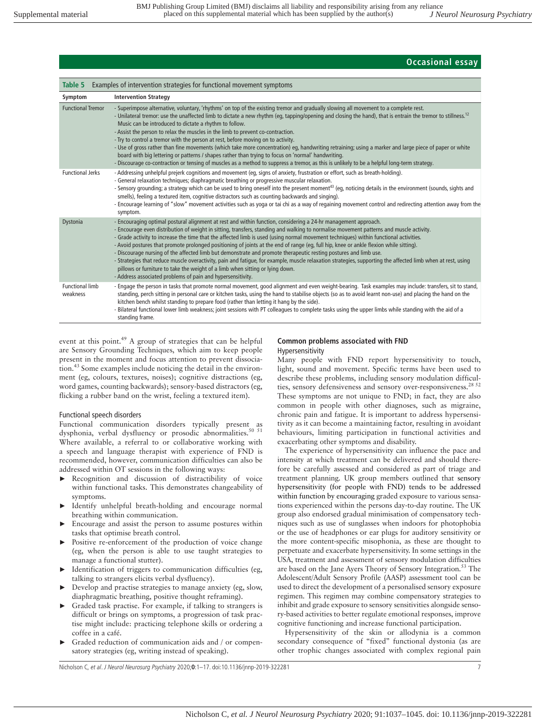**Table 5** Examples of intervention strategies for functional movement symptoms

| Symptom | Intervention Strategy |
|---|---|
| Functional Tremor | - Superimpose alternative, voluntary, 'rhythms' on top of the existing tremor and gradually slowing all movement to a complete rest.<br>- Unilateral tremor: use the unaffected limb to dictate a new rhythm (eg, tapping/opening and closing the hand), that is entrain the tremor to stillness.[12] Music can be introduced to dictate a rhythm to follow.<br>- Assist the person to relax the muscles in the limb to prevent co-contraction.<br>- Try to control a tremor with the person at rest, before moving on to activity.<br>- Use of gross rather than fine movements (which take more concentration) eg, handwriting retraining; using a marker and large piece of paper or white board with big lettering or patterns / shapes rather than trying to focus on 'normal' handwriting.<br>- Discourage co-contraction or tensing of muscles as a method to suppress a tremor, as this is unlikely to be a helpful long-term strategy. |
| Functional Jerks | - Addressing unhelpful prejerk cognitions and movement (eg, signs of anxiety, frustration or effort, such as breath-holding).<br>- General relaxation techniques; diaphragmatic breathing or progressive muscular relaxation.<br>- Sensory grounding; a strategy which can be used to bring oneself into the present moment[43] (eg, noticing details in the environment (sounds, sights and smells), feeling a textured item, cognitive distractors such as counting backwards and singing).<br>- Encourage learning of "slow" movement activities such as yoga or tai chi as a way of regaining movement control and redirecting attention away from the symptom. |
| Dystonia | - Encouraging optimal postural alignment at rest and within function, considering a 24-hr management approach.<br>- Encourage even distribution of weight in sitting, transfers, standing and walking to normalise movement patterns and muscle activity.<br>- Grade activity to increase the time that the affected limb is used (using normal movement techniques) within functional activities.<br>- Avoid postures that promote prolonged positioning of joints at the end of range (eg, full hip, knee or ankle flexion while sitting).<br>- Discourage nursing of the affected limb but demonstrate and promote therapeutic resting postures and limb use.<br>- Strategies that reduce muscle overactivity, pain and fatigue, for example, muscle relaxation strategies, supporting the affected limb when at rest, using pillows or furniture to take the weight of a limb when sitting or lying down.<br>- Address associated problems of pain and hypersensitivity. |
| Functional limb weakness | - Engage the person in tasks that promote normal movement, good alignment and even weight-bearing. Task examples may include: transfers, sit to stand, standing, perch sitting in personal care or kitchen tasks, using the hand to stabilise objects (so as to avoid learnt non-use) and placing the hand on the kitchen bench whilst standing to prepare food (rather than letting it hang by the side).<br>- Bilateral functional lower limb weakness; joint sessions with PT colleagues to complete tasks using the upper limbs while standing with the aid of a standing frame. |

event at this point.[49] A group of strategies that can be helpful are Sensory Grounding Techniques, which aim to keep people present in the moment and focus attention to prevent dissociation.[43] Some examples include noticing the detail in the environment (eg, colours, textures, noises); cognitive distractions (eg, word games, counting backwards); sensory-based distractors (eg, flicking a rubber band on the wrist, feeling a textured item).

### Functional speech disorders

Functional communication disorders typically present as dysphonia, verbal dysfluency or prosodic abnormalities.[50 51] Where available, a referral to or collaborative working with a speech and language therapist with experience of FND is recommended, however, communication difficulties can also be addressed within OT sessions in the following ways:

- Recognition and discussion of distractibility of voice within functional tasks. This demonstrates changeability of symptoms.
- Identify unhelpful breath-holding and encourage normal breathing within communication.
- Encourage and assist the person to assume postures within tasks that optimise breath control.
- Positive re-enforcement of the production of voice change (eg, when the person is able to use taught strategies to manage a functional stutter).
- Identification of triggers to communication difficulties (eg, talking to strangers elicits verbal dysfluency).
- Develop and practise strategies to manage anxiety (eg, slow, diaphragmatic breathing, positive thought reframing).
- Graded task practise. For example, if talking to strangers is difficult or brings on symptoms, a progression of task practise might include: practicing telephone skills or ordering a coffee in a café.
- Graded reduction of communication aids and / or compensatory strategies (eg, writing instead of speaking).

## Common problems associated with FND

### Hypersensitivity

Many people with FND report hypersensitivity to touch, light, sound and movement. Specific terms have been used to describe these problems, including sensory modulation difficulties, sensory defensiveness and sensory over-responsiveness.[28 52] These symptoms are not unique to FND; in fact, they are also common in people with other diagnoses, such as migraine, chronic pain and fatigue. It is important to address hypersensitivity as it can become a maintaining factor, resulting in avoidant behaviours, limiting participation in functional activities and exacerbating other symptoms and disability.

The experience of hypersensitivity can influence the pace and intensity at which treatment can be delivered and should therefore be carefully assessed and considered as part of triage and treatment planning. UK group members outlined that sensory hypersensitivity (for people with FND) tends to be addressed within function by encouraging graded exposure to various sensations experienced within the persons day-to-day routine. The UK group also endorsed gradual minimisation of compensatory techniques such as use of sunglasses when indoors for photophobia or the use of headphones or ear plugs for auditory sensitivity or the more content-specific misophonia, as these are thought to perpetuate and exacerbate hypersensitivity. In some settings in the USA, treatment and assessment of sensory modulation difficulties are based on the Jane Ayers Theory of Sensory Integration.[53] The Adolescent/Adult Sensory Profile (AASP) assessment tool can be used to direct the development of a personalised sensory exposure regimen. This regimen may combine compensatory strategies to inhibit and grade exposure to sensory sensitivities alongside sensory-based activities to better regulate emotional responses, improve cognitive functioning and increase functional participation.

Hypersensitivity of the skin or allodynia is a common secondary consequence of "fixed" functional dystonia (as are other trophic changes associated with complex regional pain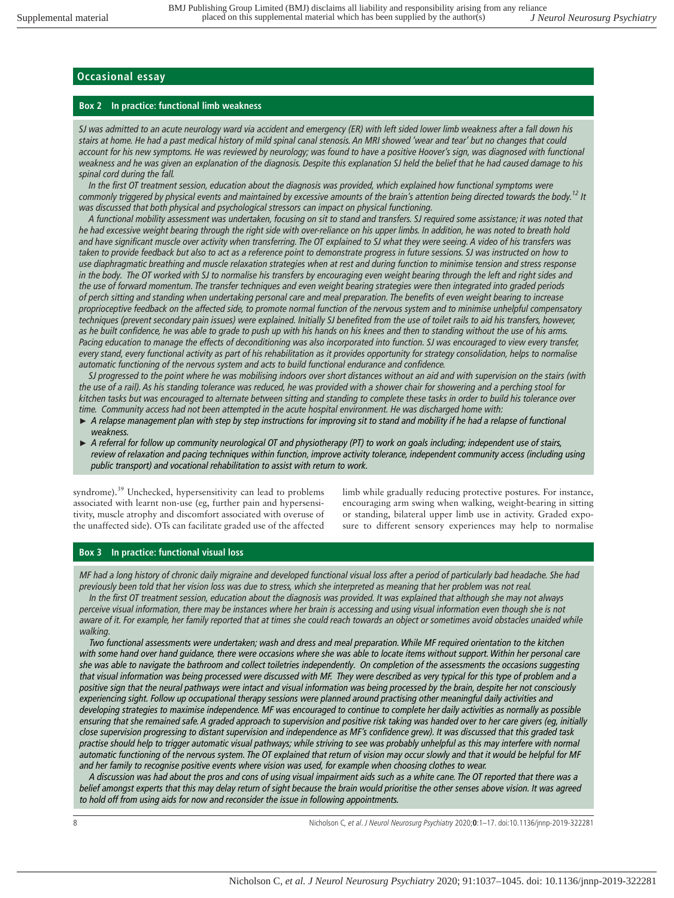## Occasional essay

### Box 2 In practice: functional limb weakness

*SJ was admitted to an acute neurology ward via accident and emergency (ER) with left sided lower limb weakness after a fall down his stairs at home. He had a past medical history of mild spinal canal stenosis. An MRI showed 'wear and tear' but no changes that could account for his new symptoms. He was reviewed by neurology; was found to have a positive Hoover's sign, was diagnosed with functional weakness and he was given an explanation of the diagnosis. Despite this explanation SJ held the belief that he had caused damage to his spinal cord during the fall.*

*In the first OT treatment session, education about the diagnosis was provided, which explained how functional symptoms were commonly triggered by physical events and maintained by excessive amounts of the brain's attention being directed towards the body.[12] It was discussed that both physical and psychological stressors can impact on physical functioning.*

*A functional mobility assessment was undertaken, focusing on sit to stand and transfers. SJ required some assistance; it was noted that he had excessive weight bearing through the right side with over-reliance on his upper limbs. In addition, he was noted to breath hold and have significant muscle over activity when transferring. The OT explained to SJ what they were seeing. A video of his transfers was taken to provide feedback but also to act as a reference point to demonstrate progress in future sessions. SJ was instructed on how to use diaphragmatic breathing and muscle relaxation strategies when at rest and during function to minimise tension and stress response in the body. The OT worked with SJ to normalise his transfers by encouraging even weight bearing through the left and right sides and the use of forward momentum. The transfer techniques and even weight bearing strategies were then integrated into graded periods of perch sitting and standing when undertaking personal care and meal preparation. The benefits of even weight bearing to increase proprioceptive feedback on the affected side, to promote normal function of the nervous system and to minimise unhelpful compensatory techniques (prevent secondary pain issues) were explained. Initially SJ benefited from the use of toilet rails to aid his transfers, however, as he built confidence, he was able to grade to push up with his hands on his knees and then to standing without the use of his arms. Pacing education to manage the effects of deconditioning was also incorporated into function. SJ was encouraged to view every transfer, every stand, every functional activity as part of his rehabilitation as it provides opportunity for strategy consolidation, helps to normalise automatic functioning of the nervous system and acts to build functional endurance and confidence.*

*SJ progressed to the point where he was mobilising indoors over short distances without an aid and with supervision on the stairs (with the use of a rail). As his standing tolerance was reduced, he was provided with a shower chair for showering and a perching stool for kitchen tasks but was encouraged to alternate between sitting and standing to complete these tasks in order to build his tolerance over time. Community access had not been attempted in the acute hospital environment. He was discharged home with:*

- *A relapse management plan with step by step instructions for improving sit to stand and mobility if he had a relapse of functional weakness.*
- *A referral for follow up community neurological OT and physiotherapy (PT) to work on goals including; independent use of stairs, review of relaxation and pacing techniques within function, improve activity tolerance, independent community access (including using public transport) and vocational rehabilitation to assist with return to work.*

syndrome).[39] Unchecked, hypersensitivity can lead to problems associated with learnt non-use (eg, further pain and hypersensitivity, muscle atrophy and discomfort associated with overuse of the unaffected side). OTs can facilitate graded use of the affected limb while gradually reducing protective postures. For instance, encouraging arm swing when walking, weight-bearing in sitting or standing, bilateral upper limb use in activity. Graded exposure to different sensory experiences may help to normalise

### Box 3 In practice: functional visual loss

*MF had a long history of chronic daily migraine and developed functional visual loss after a period of particularly bad headache. She had previously been told that her vision loss was due to stress, which she interpreted as meaning that her problem was not real.*

*In the first OT treatment session, education about the diagnosis was provided. It was explained that although she may not always perceive visual information, there may be instances where her brain is accessing and using visual information even though she is not aware of it. For example, her family reported that at times she could reach towards an object or sometimes avoid obstacles unaided while walking.*

*Two functional assessments were undertaken; wash and dress and meal preparation. While MF required orientation to the kitchen with some hand over hand guidance, there were occasions where she was able to locate items without support. Within her personal care she was able to navigate the bathroom and collect toiletries independently. On completion of the assessments the occasions suggesting that visual information was being processed were discussed with MF. They were described as very typical for this type of problem and a positive sign that the neural pathways were intact and visual information was being processed by the brain, despite her not consciously experiencing sight. Follow up occupational therapy sessions were planned around practising other meaningful daily activities and developing strategies to maximise independence. MF was encouraged to continue to complete her daily activities as normally as possible ensuring that she remained safe. A graded approach to supervision and positive risk taking was handed over to her care givers (eg, initially close supervision progressing to distant supervision and independence as MF's confidence grew). It was discussed that this graded task practise should help to trigger automatic visual pathways; while striving to see was probably unhelpful as this may interfere with normal automatic functioning of the nervous system. The OT explained that return of vision may occur slowly and that it would be helpful for MF and her family to recognise positive events where vision was used, for example when choosing clothes to wear.*

*A discussion was had about the pros and cons of using visual impairment aids such as a white cane. The OT reported that there was a belief amongst experts that this may delay return of sight because the brain would prioritise the other senses above vision. It was agreed to hold off from using aids for now and reconsider the issue in following appointments.*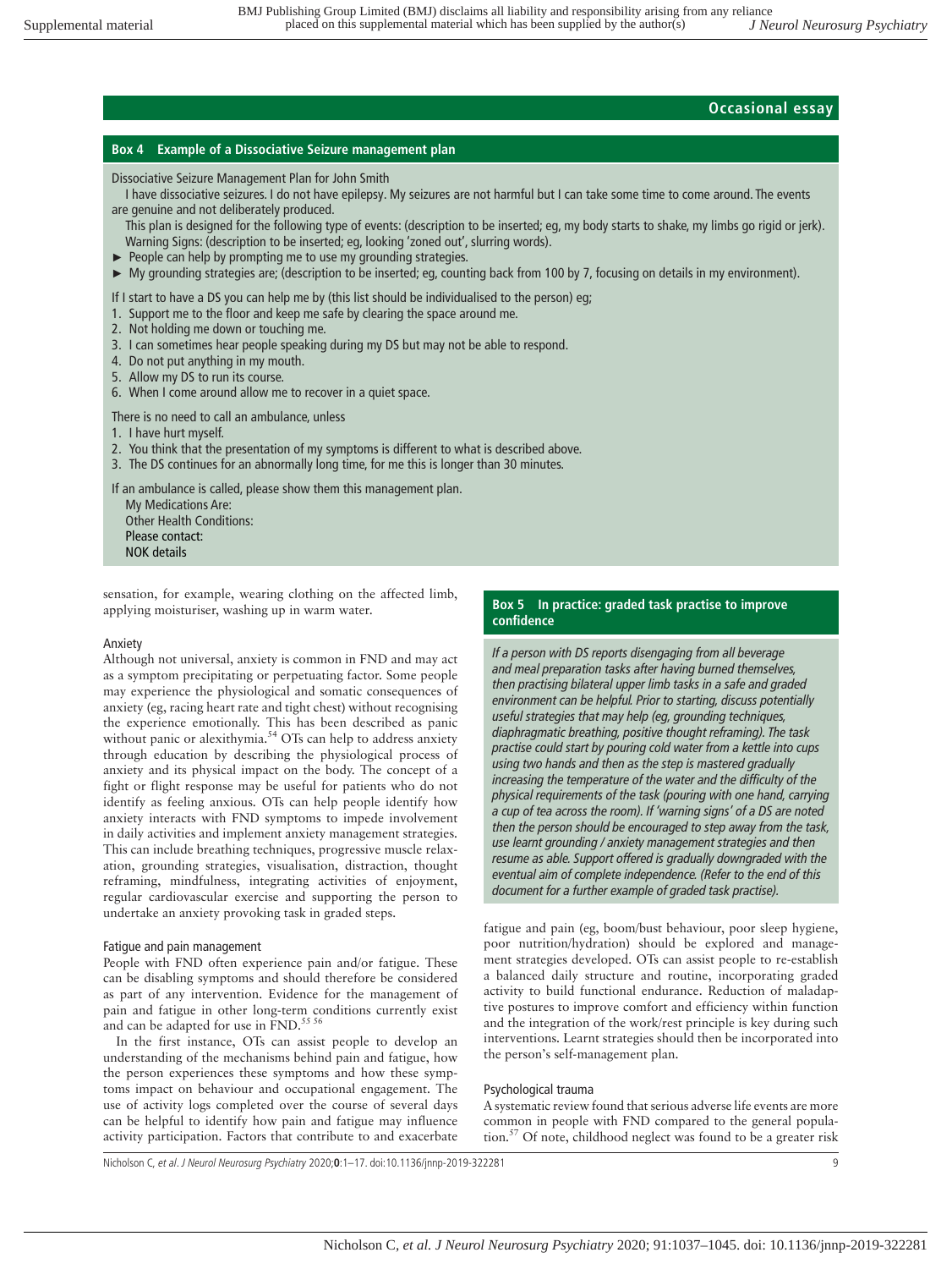**Box 4 Example of a Dissociative Seizure management plan**

Dissociative Seizure Management Plan for John Smith

I have dissociative seizures. I do not have epilepsy. My seizures are not harmful but I can take some time to come around. The events are genuine and not deliberately produced.

This plan is designed for the following type of events: (description to be inserted; eg, my body starts to shake, my limbs go rigid or jerk). Warning Signs: (description to be inserted; eg, looking 'zoned out', slurring words).

- People can help by prompting me to use my grounding strategies.
- My grounding strategies are; (description to be inserted; eg, counting back from 100 by 7, focusing on details in my environment).

If I start to have a DS you can help me by (this list should be individualised to the person) eg;

1. Support me to the floor and keep me safe by clearing the space around me.
2. Not holding me down or touching me.
3. I can sometimes hear people speaking during my DS but may not be able to respond.
4. Do not put anything in my mouth.
5. Allow my DS to run its course.
6. When I come around allow me to recover in a quiet space.

There is no need to call an ambulance, unless

1. I have hurt myself.
2. You think that the presentation of my symptoms is different to what is described above.
3. The DS continues for an abnormally long time, for me this is longer than 30 minutes.

If an ambulance is called, please show them this management plan.

My Medications Are:
Other Health Conditions:
Please contact:
NOK details

sensation, for example, wearing clothing on the affected limb, applying moisturiser, washing up in warm water.

### Anxiety

Although not universal, anxiety is common in FND and may act as a symptom precipitating or perpetuating factor. Some people may experience the physiological and somatic consequences of anxiety (eg, racing heart rate and tight chest) without recognising the experience emotionally. This has been described as panic without panic or alexithymia.[54] OTs can help to address anxiety through education by describing the physiological process of anxiety and its physical impact on the body. The concept of a fight or flight response may be useful for patients who do not identify as feeling anxious. OTs can help people identify how anxiety interacts with FND symptoms to impede involvement in daily activities and implement anxiety management strategies. This can include breathing techniques, progressive muscle relaxation, grounding strategies, visualisation, distraction, thought reframing, mindfulness, integrating activities of enjoyment, regular cardiovascular exercise and supporting the person to undertake an anxiety provoking task in graded steps.

### Fatigue and pain management

People with FND often experience pain and/or fatigue. These can be disabling symptoms and should therefore be considered as part of any intervention. Evidence for the management of pain and fatigue in other long-term conditions currently exist and can be adapted for use in FND.[55 56]

In the first instance, OTs can assist people to develop an understanding of the mechanisms behind pain and fatigue, how the person experiences these symptoms and how these symptoms impact on behaviour and occupational engagement. The use of activity logs completed over the course of several days can be helpful to identify how pain and fatigue may influence activity participation. Factors that contribute to and exacerbate fatigue and pain (eg, boom/bust behaviour, poor sleep hygiene, poor nutrition/hydration) should be explored and management strategies developed. OTs can assist people to re-establish a balanced daily structure and routine, incorporating graded activity to build functional endurance. Reduction of maladaptive postures to improve comfort and efficiency within function and the integration of the work/rest principle is key during such interventions. Learnt strategies should then be incorporated into the person's self-management plan.

**Box 5 In practice: graded task practise to improve confidence**

*If a person with DS reports disengaging from all beverage and meal preparation tasks after having burned themselves, then practising bilateral upper limb tasks in a safe and graded environment can be helpful. Prior to starting, discuss potentially useful strategies that may help (eg, grounding techniques, diaphragmatic breathing, positive thought reframing). The task practise could start by pouring cold water from a kettle into cups using two hands and then as the step is mastered gradually increasing the temperature of the water and the difficulty of the physical requirements of the task (pouring with one hand, carrying a cup of tea across the room). If 'warning signs' of a DS are noted then the person should be encouraged to step away from the task, use learnt grounding / anxiety management strategies and then resume as able. Support offered is gradually downgraded with the eventual aim of complete independence. (Refer to the end of this document for a further example of graded task practise).*

### Psychological trauma

A systematic review found that serious adverse life events are more common in people with FND compared to the general population.[57] Of note, childhood neglect was found to be a greater risk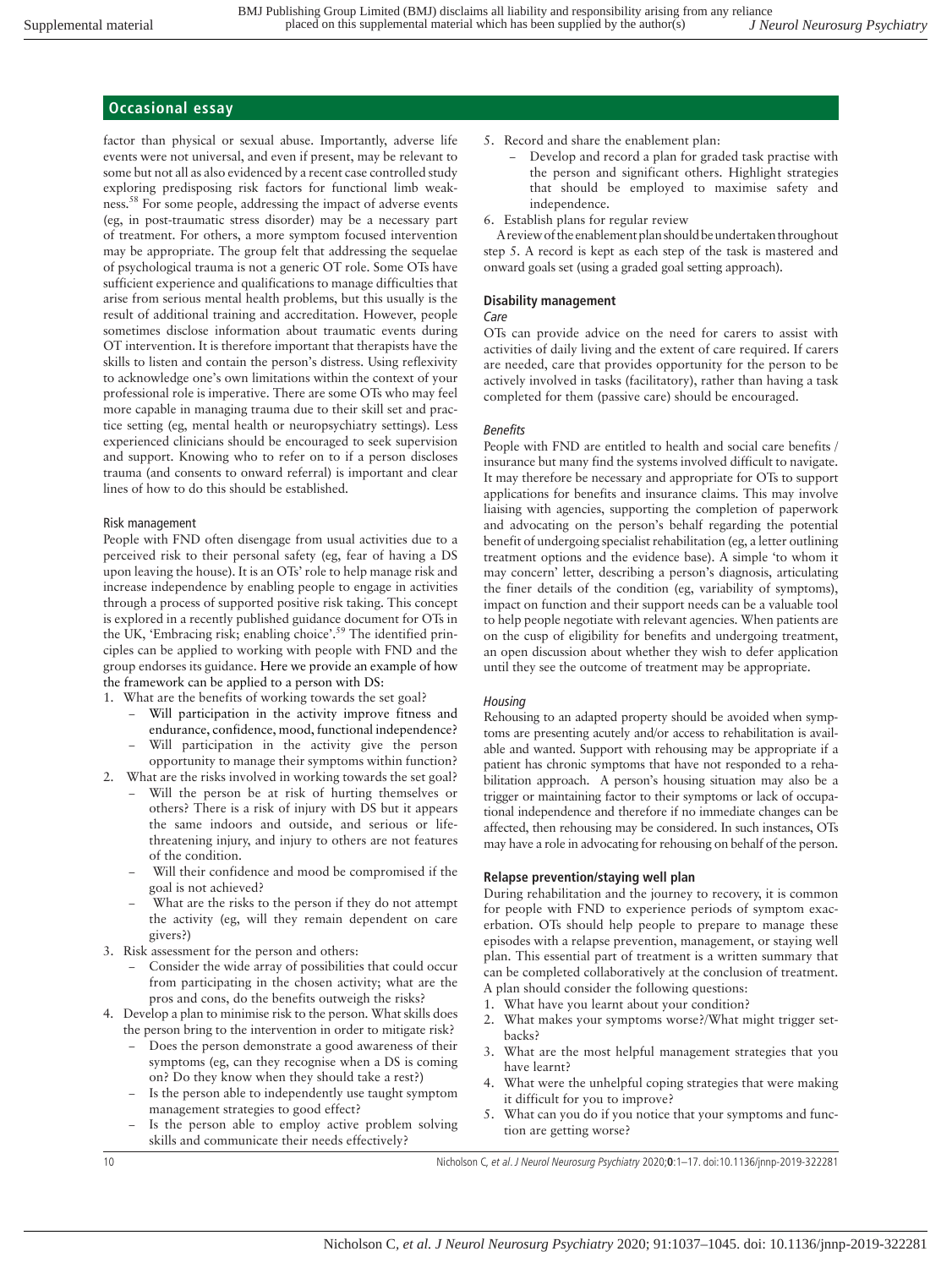factor than physical or sexual abuse. Importantly, adverse life events were not universal, and even if present, may be relevant to some but not all as also evidenced by a recent case controlled study exploring predisposing risk factors for functional limb weakness.[58] For some people, addressing the impact of adverse events (eg, in post-traumatic stress disorder) may be a necessary part of treatment. For others, a more symptom focused intervention may be appropriate. The group felt that addressing the sequelae of psychological trauma is not a generic OT role. Some OTs have sufficient experience and qualifications to manage difficulties that arise from serious mental health problems, but this usually is the result of additional training and accreditation. However, people sometimes disclose information about traumatic events during OT intervention. It is therefore important that therapists have the skills to listen and contain the person's distress. Using reflexivity to acknowledge one's own limitations within the context of your professional role is imperative. There are some OTs who may feel more capable in managing trauma due to their skill set and practice setting (eg, mental health or neuropsychiatry settings). Less experienced clinicians should be encouraged to seek supervision and support. Knowing who to refer on to if a person discloses trauma (and consents to onward referral) is important and clear lines of how to do this should be established.

### Risk management

People with FND often disengage from usual activities due to a perceived risk to their personal safety (eg, fear of having a DS upon leaving the house). It is an OTs' role to help manage risk and increase independence by enabling people to engage in activities through a process of supported positive risk taking. This concept is explored in a recently published guidance document for OTs in the UK, 'Embracing risk; enabling choice'.[59] The identified principles can be applied to working with people with FND and the group endorses its guidance. Here we provide an example of how the framework can be applied to a person with DS:

1. What are the benefits of working towards the set goal?
   - Will participation in the activity improve fitness and endurance, confidence, mood, functional independence?
   - Will participation in the activity give the person opportunity to manage their symptoms within function?
2. What are the risks involved in working towards the set goal?
   - Will the person be at risk of hurting themselves or others? There is a risk of injury with DS but it appears the same indoors and outside, and serious or life-threatening injury, and injury to others are not features of the condition.
   - Will their confidence and mood be compromised if the goal is not achieved?
   - What are the risks to the person if they do not attempt the activity (eg, will they remain dependent on care givers?)
3. Risk assessment for the person and others:
   - Consider the wide array of possibilities that could occur from participating in the chosen activity; what are the pros and cons, do the benefits outweigh the risks?
4. Develop a plan to minimise risk to the person. What skills does the person bring to the intervention in order to mitigate risk?
   - Does the person demonstrate a good awareness of their symptoms (eg, can they recognise when a DS is coming on? Do they know when they should take a rest?)
   - Is the person able to independently use taught symptom management strategies to good effect?
   - Is the person able to employ active problem solving skills and communicate their needs effectively?
5. Record and share the enablement plan:
   - Develop and record a plan for graded task practise with the person and significant others. Highlight strategies that should be employed to maximise safety and independence.
6. Establish plans for regular review

A review of the enablement plan should be undertaken throughout step 5. A record is kept as each step of the task is mastered and onward goals set (using a graded goal setting approach).

### Disability management

*Care*

OTs can provide advice on the need for carers to assist with activities of daily living and the extent of care required. If carers are needed, care that provides opportunity for the person to be actively involved in tasks (facilitatory), rather than having a task completed for them (passive care) should be encouraged.

*Benefits*

People with FND are entitled to health and social care benefits / insurance but many find the systems involved difficult to navigate. It may therefore be necessary and appropriate for OTs to support applications for benefits and insurance claims. This may involve liaising with agencies, supporting the completion of paperwork and advocating on the person's behalf regarding the potential benefit of undergoing specialist rehabilitation (eg, a letter outlining treatment options and the evidence base). A simple 'to whom it may concern' letter, describing a person's diagnosis, articulating the finer details of the condition (eg, variability of symptoms), impact on function and their support needs can be a valuable tool to help people negotiate with relevant agencies. When patients are on the cusp of eligibility for benefits and undergoing treatment, an open discussion about whether they wish to defer application until they see the outcome of treatment may be appropriate.

*Housing*

Rehousing to an adapted property should be avoided when symptoms are presenting acutely and/or access to rehabilitation is available and wanted. Support with rehousing may be appropriate if a patient has chronic symptoms that have not responded to a rehabilitation approach. A person's housing situation may also be a trigger or maintaining factor to their symptoms or lack of occupational independence and therefore if no immediate changes can be affected, then rehousing may be considered. In such instances, OTs may have a role in advocating for rehousing on behalf of the person.

### Relapse prevention/staying well plan

During rehabilitation and the journey to recovery, it is common for people with FND to experience periods of symptom exacerbation. OTs should help people to prepare to manage these episodes with a relapse prevention, management, or staying well plan. This essential part of treatment is a written summary that can be completed collaboratively at the conclusion of treatment. A plan should consider the following questions:

1. What have you learnt about your condition?
2. What makes your symptoms worse?/What might trigger setbacks?
3. What are the most helpful management strategies that you have learnt?
4. What were the unhelpful coping strategies that were making it difficult for you to improve?
5. What can you do if you notice that your symptoms and function are getting worse?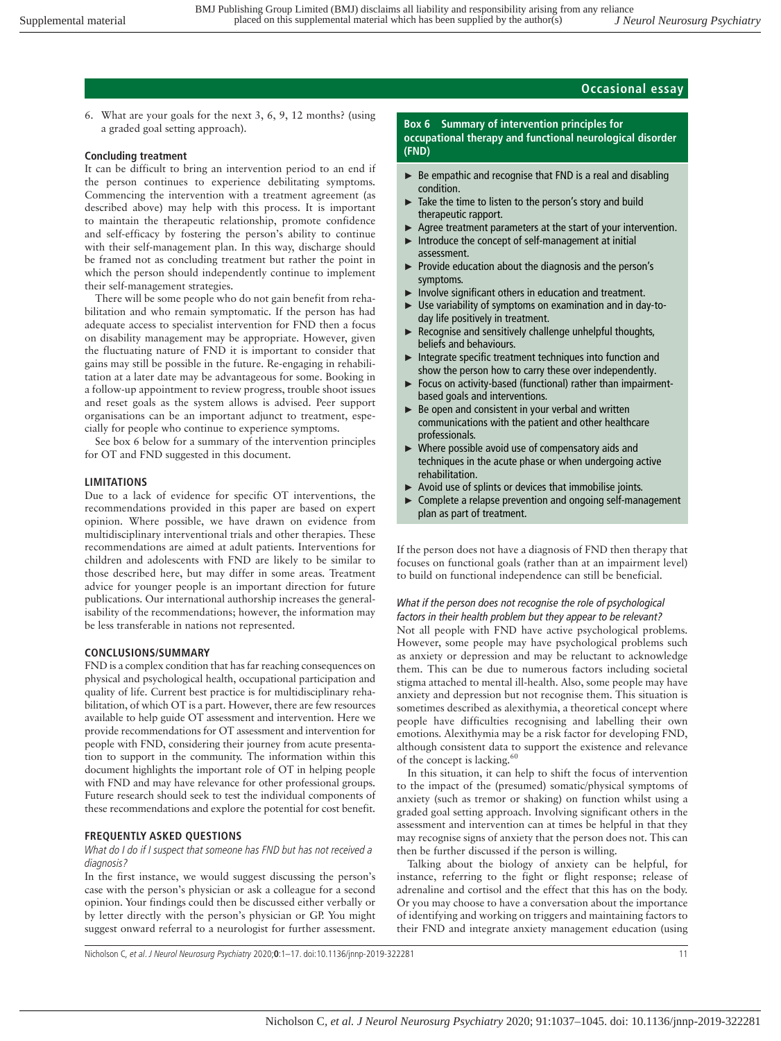6. What are your goals for the next 3, 6, 9, 12 months? (using a graded goal setting approach).

### Concluding treatment

It can be difficult to bring an intervention period to an end if the person continues to experience debilitating symptoms. Commencing the intervention with a treatment agreement (as described above) may help with this process. It is important to maintain the therapeutic relationship, promote confidence and self-efficacy by fostering the person's ability to continue with their self-management plan. In this way, discharge should be framed not as concluding treatment but rather the point in which the person should independently continue to implement their self-management strategies.

There will be some people who do not gain benefit from rehabilitation and who remain symptomatic. If the person has had adequate access to specialist intervention for FND then a focus on disability management may be appropriate. However, given the fluctuating nature of FND it is important to consider that gains may still be possible in the future. Re-engaging in rehabilitation at a later date may be advantageous for some. Booking in a follow-up appointment to review progress, trouble shoot issues and reset goals as the system allows is advised. Peer support organisations can be an important adjunct to treatment, especially for people who continue to experience symptoms.

See box 6 below for a summary of the intervention principles for OT and FND suggested in this document.

## LIMITATIONS

Due to a lack of evidence for specific OT interventions, the recommendations provided in this paper are based on expert opinion. Where possible, we have drawn on evidence from multidisciplinary interventional trials and other therapies. These recommendations are aimed at adult patients. Interventions for children and adolescents with FND are likely to be similar to those described here, but may differ in some areas. Treatment advice for younger people is an important direction for future publications. Our international authorship increases the generalisability of the recommendations; however, the information may be less transferable in nations not represented.

## CONCLUSIONS/SUMMARY

FND is a complex condition that has far reaching consequences on physical and psychological health, occupational participation and quality of life. Current best practice is for multidisciplinary rehabilitation, of which OT is a part. However, there are few resources available to help guide OT assessment and intervention. Here we provide recommendations for OT assessment and intervention for people with FND, considering their journey from acute presentation to support in the community. The information within this document highlights the important role of OT in helping people with FND and may have relevance for other professional groups. Future research should seek to test the individual components of these recommendations and explore the potential for cost benefit.

## FREQUENTLY ASKED QUESTIONS

*What do I do if I suspect that someone has FND but has not received a diagnosis?*

In the first instance, we would suggest discussing the person's case with the person's physician or ask a colleague for a second opinion. Your findings could then be discussed either verbally or by letter directly with the person's physician or GP. You might suggest onward referral to a neurologist for further assessment.

**Box 6 Summary of intervention principles for occupational therapy and functional neurological disorder (FND)**

- Be empathic and recognise that FND is a real and disabling condition.
- Take the time to listen to the person's story and build therapeutic rapport.
- Agree treatment parameters at the start of your intervention.
- Introduce the concept of self-management at initial assessment.
- Provide education about the diagnosis and the person's symptoms.
- Involve significant others in education and treatment.
- Use variability of symptoms on examination and in day-to-day life positively in treatment.
- Recognise and sensitively challenge unhelpful thoughts, beliefs and behaviours.
- Integrate specific treatment techniques into function and show the person how to carry these over independently.
- Focus on activity-based (functional) rather than impairment-based goals and interventions.
- Be open and consistent in your verbal and written communications with the patient and other healthcare professionals.
- Where possible avoid use of compensatory aids and techniques in the acute phase or when undergoing active rehabilitation.
- Avoid use of splints or devices that immobilise joints.
- Complete a relapse prevention and ongoing self-management plan as part of treatment.

If the person does not have a diagnosis of FND then therapy that focuses on functional goals (rather than at an impairment level) to build on functional independence can still be beneficial.

*What if the person does not recognise the role of psychological factors in their health problem but they appear to be relevant?*

Not all people with FND have active psychological problems. However, some people may have psychological problems such as anxiety or depression and may be reluctant to acknowledge them. This can be due to numerous factors including societal stigma attached to mental ill-health. Also, some people may have anxiety and depression but not recognise them. This situation is sometimes described as alexithymia, a theoretical concept where people have difficulties recognising and labelling their own emotions. Alexithymia may be a risk factor for developing FND, although consistent data to support the existence and relevance of the concept is lacking.[60]

In this situation, it can help to shift the focus of intervention to the impact of the (presumed) somatic/physical symptoms of anxiety (such as tremor or shaking) on function whilst using a graded goal setting approach. Involving significant others in the assessment and intervention can at times be helpful in that they may recognise signs of anxiety that the person does not. This can then be further discussed if the person is willing.

Talking about the biology of anxiety can be helpful, for instance, referring to the fight or flight response; release of adrenaline and cortisol and the effect that this has on the body. Or you may choose to have a conversation about the importance of identifying and working on triggers and maintaining factors to their FND and integrate anxiety management education (using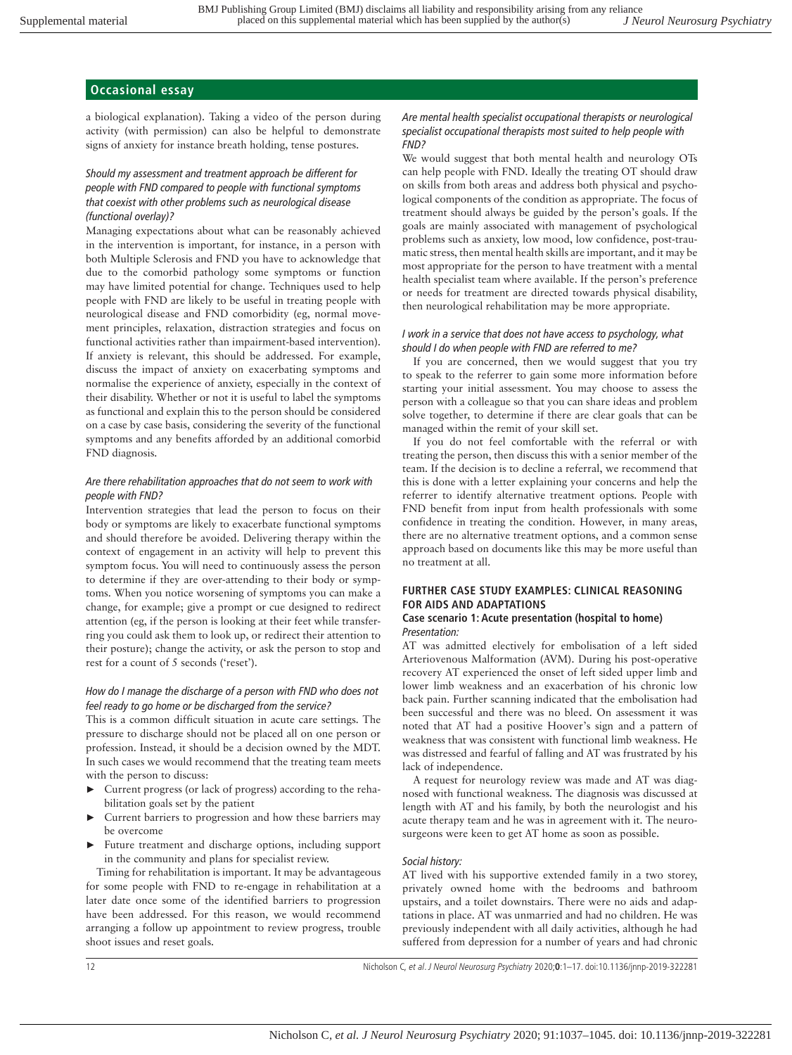a biological explanation). Taking a video of the person during activity (with permission) can also be helpful to demonstrate signs of anxiety for instance breath holding, tense postures.

### *Should my assessment and treatment approach be different for people with FND compared to people with functional symptoms that coexist with other problems such as neurological disease (functional overlay)?*

Managing expectations about what can be reasonably achieved in the intervention is important, for instance, in a person with both Multiple Sclerosis and FND you have to acknowledge that due to the comorbid pathology some symptoms or function may have limited potential for change. Techniques used to help people with FND are likely to be useful in treating people with neurological disease and FND comorbidity (eg, normal movement principles, relaxation, distraction strategies and focus on functional activities rather than impairment-based intervention). If anxiety is relevant, this should be addressed. For example, discuss the impact of anxiety on exacerbating symptoms and normalise the experience of anxiety, especially in the context of their disability. Whether or not it is useful to label the symptoms as functional and explain this to the person should be considered on a case by case basis, considering the severity of the functional symptoms and any benefits afforded by an additional comorbid FND diagnosis.

### *Are there rehabilitation approaches that do not seem to work with people with FND?*

Intervention strategies that lead the person to focus on their body or symptoms are likely to exacerbate functional symptoms and should therefore be avoided. Delivering therapy within the context of engagement in an activity will help to prevent this symptom focus. You will need to continuously assess the person to determine if they are over-attending to their body or symptoms. When you notice worsening of symptoms you can make a change, for example; give a prompt or cue designed to redirect attention (eg, if the person is looking at their feet while transferring you could ask them to look up, or redirect their attention to their posture); change the activity, or ask the person to stop and rest for a count of 5 seconds ('reset').

### *How do I manage the discharge of a person with FND who does not feel ready to go home or be discharged from the service?*

This is a common difficult situation in acute care settings. The pressure to discharge should not be placed all on one person or profession. Instead, it should be a decision owned by the MDT. In such cases we would recommend that the treating team meets with the person to discuss:

- Current progress (or lack of progress) according to the rehabilitation goals set by the patient
- Current barriers to progression and how these barriers may be overcome
- Future treatment and discharge options, including support in the community and plans for specialist review.

Timing for rehabilitation is important. It may be advantageous for some people with FND to re-engage in rehabilitation at a later date once some of the identified barriers to progression have been addressed. For this reason, we would recommend arranging a follow up appointment to review progress, trouble shoot issues and reset goals.

### *Are mental health specialist occupational therapists or neurological specialist occupational therapists most suited to help people with FND?*

We would suggest that both mental health and neurology OTs can help people with FND. Ideally the treating OT should draw on skills from both areas and address both physical and psychological components of the condition as appropriate. The focus of treatment should always be guided by the person's goals. If the goals are mainly associated with management of psychological problems such as anxiety, low mood, low confidence, post-traumatic stress, then mental health skills are important, and it may be most appropriate for the person to have treatment with a mental health specialist team where available. If the person's preference or needs for treatment are directed towards physical disability, then neurological rehabilitation may be more appropriate.

### *I work in a service that does not have access to psychology, what should I do when people with FND are referred to me?*

If you are concerned, then we would suggest that you try to speak to the referrer to gain some more information before starting your initial assessment. You may choose to assess the person with a colleague so that you can share ideas and problem solve together, to determine if there are clear goals that can be managed within the remit of your skill set.

If you do not feel comfortable with the referral or with treating the person, then discuss this with a senior member of the team. If the decision is to decline a referral, we recommend that this is done with a letter explaining your concerns and help the referrer to identify alternative treatment options. People with FND benefit from input from health professionals with some confidence in treating the condition. However, in many areas, there are no alternative treatment options, and a common sense approach based on documents like this may be more useful than no treatment at all.

## FURTHER CASE STUDY EXAMPLES: CLINICAL REASONING FOR AIDS AND ADAPTATIONS

### Case scenario 1: Acute presentation (hospital to home)

*Presentation:*

AT was admitted electively for embolisation of a left sided Arteriovenous Malformation (AVM). During his post-operative recovery AT experienced the onset of left sided upper limb and lower limb weakness and an exacerbation of his chronic low back pain. Further scanning indicated that the embolisation had been successful and there was no bleed. On assessment it was noted that AT had a positive Hoover's sign and a pattern of weakness that was consistent with functional limb weakness. He was distressed and fearful of falling and AT was frustrated by his lack of independence.

A request for neurology review was made and AT was diagnosed with functional weakness. The diagnosis was discussed at length with AT and his family, by both the neurologist and his acute therapy team and he was in agreement with it. The neurosurgeons were keen to get AT home as soon as possible.

*Social history:*

AT lived with his supportive extended family in a two storey, privately owned home with the bedrooms and bathroom upstairs, and a toilet downstairs. There were no aids and adaptations in place. AT was unmarried and had no children. He was previously independent with all daily activities, although he had suffered from depression for a number of years and had chronic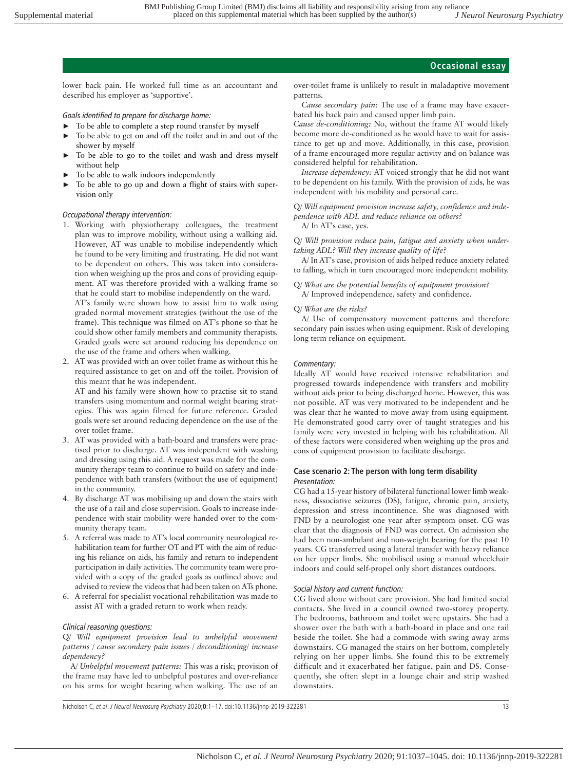lower back pain. He worked full time as an accountant and described his employer as 'supportive'.

*Goals identified to prepare for discharge home:*

- To be able to complete a step round transfer by myself
- To be able to get on and off the toilet and in and out of the shower by myself
- To be able to go to the toilet and wash and dress myself without help
- To be able to walk indoors independently
- To be able to go up and down a flight of stairs with supervision only

*Occupational therapy intervention:*

1. Working with physiotherapy colleagues, the treatment plan was to improve mobility, without using a walking aid. However, AT was unable to mobilise independently which he found to be very limiting and frustrating. He did not want to be dependent on others. This was taken into consideration when weighing up the pros and cons of providing equipment. AT was therefore provided with a walking frame so that he could start to mobilise independently on the ward.
   AT's family were shown how to assist him to walk using graded normal movement strategies (without the use of the frame). This technique was filmed on AT's phone so that he could show other family members and community therapists. Graded goals were set around reducing his dependence on the use of the frame and others when walking.
2. AT was provided with an over toilet frame as without this he required assistance to get on and off the toilet. Provision of this meant that he was independent.
   AT and his family were shown how to practise sit to stand transfers using momentum and normal weight bearing strategies. This was again filmed for future reference. Graded goals were set around reducing dependence on the use of the over toilet frame.
3. AT was provided with a bath-board and transfers were practised prior to discharge. AT was independent with washing and dressing using this aid. A request was made for the community therapy team to continue to build on safety and independence with bath transfers (without the use of equipment) in the community.
4. By discharge AT was mobilising up and down the stairs with the use of a rail and close supervision. Goals to increase independence with stair mobility were handed over to the community therapy team.
5. A referral was made to AT's local community neurological rehabilitation team for further OT and PT with the aim of reducing his reliance on aids, his family and return to independent participation in daily activities. The community team were provided with a copy of the graded goals as outlined above and advised to review the videos that had been taken on ATs phone.
6. A referral for specialist vocational rehabilitation was made to assist AT with a graded return to work when ready.

*Clinical reasoning questions:*

Q/ *Will equipment provision lead to unhelpful movement patterns / cause secondary pain issues / deconditioning/ increase dependency?*

A/ *Unhelpful movement patterns:* This was a risk; provision of the frame may have led to unhelpful postures and over-reliance on his arms for weight bearing when walking. The use of an over-toilet frame is unlikely to result in maladaptive movement patterns.

*Cause secondary pain:* The use of a frame may have exacerbated his back pain and caused upper limb pain.

*Cause de-conditioning:* No, without the frame AT would likely become more de-conditioned as he would have to wait for assistance to get up and move. Additionally, in this case, provision of a frame encouraged more regular activity and on balance was considered helpful for rehabilitation.

*Increase dependency:* AT voiced strongly that he did not want to be dependent on his family. With the provision of aids, he was independent with his mobility and personal care.

Q/ *Will equipment provision increase safety, confidence and independence with ADL and reduce reliance on others?*

A/ In AT's case, yes.

Q/ *Will provision reduce pain, fatigue and anxiety when undertaking ADL? Will they increase quality of life?*

A/ In AT's case, provision of aids helped reduce anxiety related to falling, which in turn encouraged more independent mobility.

Q/ *What are the potential benefits of equipment provision?*

A/ Improved independence, safety and confidence.

Q/ *What are the risks?*

A/ Use of compensatory movement patterns and therefore secondary pain issues when using equipment. Risk of developing long term reliance on equipment.

*Commentary:*

Ideally AT would have received intensive rehabilitation and progressed towards independence with transfers and mobility without aids prior to being discharged home. However, this was not possible. AT was very motivated to be independent and he was clear that he wanted to move away from using equipment. He demonstrated good carry over of taught strategies and his family were very invested in helping with his rehabilitation. All of these factors were considered when weighing up the pros and cons of equipment provision to facilitate discharge.

**Case scenario 2: The person with long term disability**

*Presentation:*

CG had a 15-year history of bilateral functional lower limb weakness, dissociative seizures (DS), fatigue, chronic pain, anxiety, depression and stress incontinence. She was diagnosed with FND by a neurologist one year after symptom onset. CG was clear that the diagnosis of FND was correct. On admission she had been non-ambulant and non-weight bearing for the past 10 years. CG transferred using a lateral transfer with heavy reliance on her upper limbs. She mobilised using a manual wheelchair indoors and could self-propel only short distances outdoors.

*Social history and current function:*

CG lived alone without care provision. She had limited social contacts. She lived in a council owned two-storey property. The bedrooms, bathroom and toilet were upstairs. She had a shower over the bath with a bath-board in place and one rail beside the toilet. She had a commode with swing away arms downstairs. CG managed the stairs on her bottom, completely relying on her upper limbs. She found this to be extremely difficult and it exacerbated her fatigue, pain and DS. Consequently, she often slept in a lounge chair and strip washed downstairs.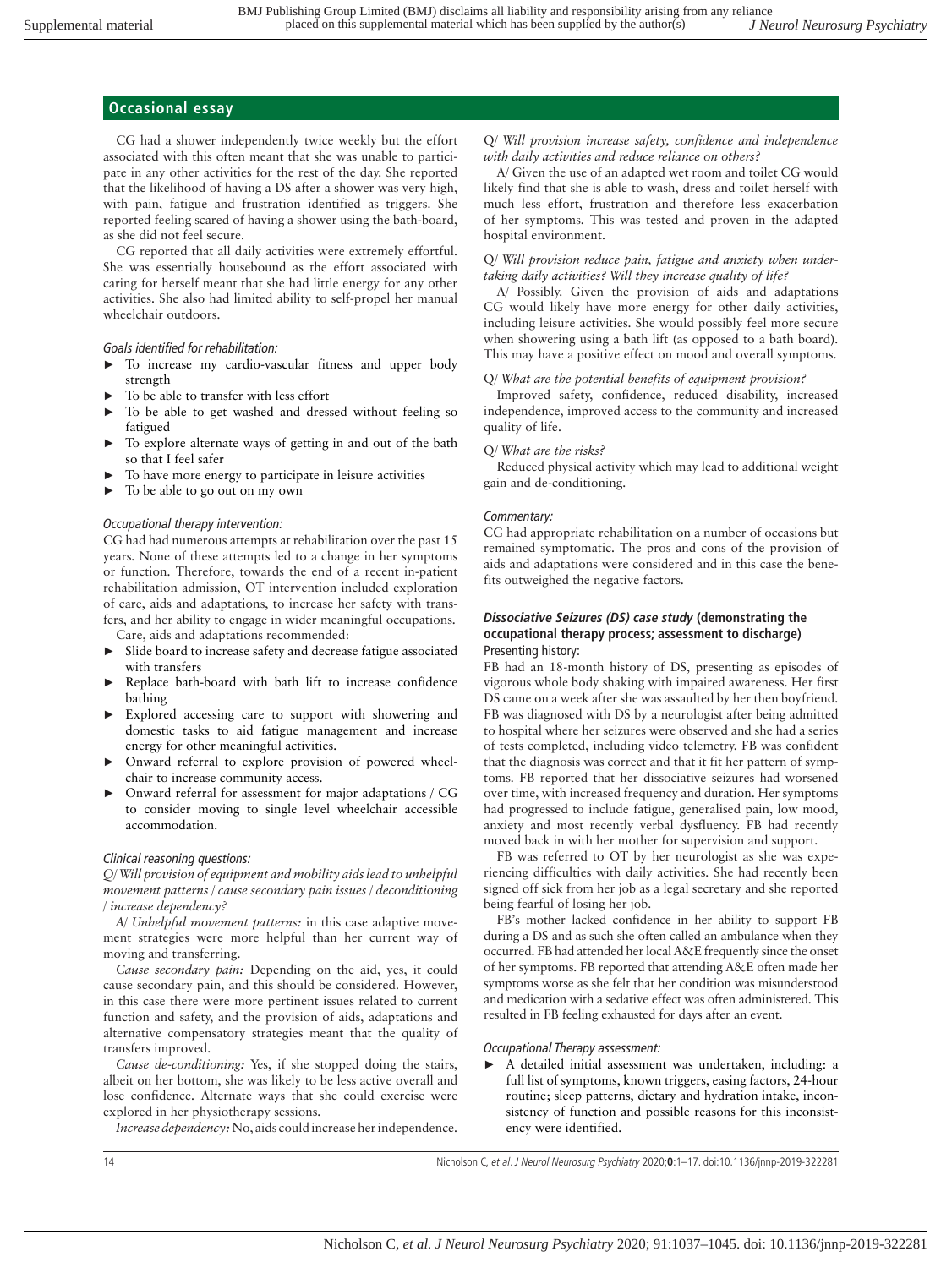## Occasional essay

CG had a shower independently twice weekly but the effort associated with this often meant that she was unable to participate in any other activities for the rest of the day. She reported that the likelihood of having a DS after a shower was very high, with pain, fatigue and frustration identified as triggers. She reported feeling scared of having a shower using the bath-board, as she did not feel secure.

CG reported that all daily activities were extremely effortful. She was essentially housebound as the effort associated with caring for herself meant that she had little energy for any other activities. She also had limited ability to self-propel her manual wheelchair outdoors.

*Goals identified for rehabilitation:*

- To increase my cardio-vascular fitness and upper body strength
- To be able to transfer with less effort
- To be able to get washed and dressed without feeling so fatigued
- To explore alternate ways of getting in and out of the bath so that I feel safer
- To have more energy to participate in leisure activities
- To be able to go out on my own

*Occupational therapy intervention:*

CG had had numerous attempts at rehabilitation over the past 15 years. None of these attempts led to a change in her symptoms or function. Therefore, towards the end of a recent in-patient rehabilitation admission, OT intervention included exploration of care, aids and adaptations, to increase her safety with transfers, and her ability to engage in wider meaningful occupations.

Care, aids and adaptations recommended:

- Slide board to increase safety and decrease fatigue associated with transfers
- Replace bath-board with bath lift to increase confidence bathing
- Explored accessing care to support with showering and domestic tasks to aid fatigue management and increase energy for other meaningful activities.
- Onward referral to explore provision of powered wheelchair to increase community access.
- Onward referral for assessment for major adaptations / CG to consider moving to single level wheelchair accessible accommodation.

*Clinical reasoning questions:*

Q/ *Will provision of equipment and mobility aids lead to unhelpful movement patterns / cause secondary pain issues / deconditioning / increase dependency?*

A/ *Unhelpful movement patterns:* in this case adaptive movement strategies were more helpful than her current way of moving and transferring.

*Cause secondary pain:* Depending on the aid, yes, it could cause secondary pain, and this should be considered. However, in this case there were more pertinent issues related to current function and safety, and the provision of aids, adaptations and alternative compensatory strategies meant that the quality of transfers improved.

*Cause de-conditioning:* Yes, if she stopped doing the stairs, albeit on her bottom, she was likely to be less active overall and lose confidence. Alternate ways that she could exercise were explored in her physiotherapy sessions.

*Increase dependency:* No, aids could increase her independence.

Q/ *Will provision increase safety, confidence and independence with daily activities and reduce reliance on others?*

A/ Given the use of an adapted wet room and toilet CG would likely find that she is able to wash, dress and toilet herself with much less effort, frustration and therefore less exacerbation of her symptoms. This was tested and proven in the adapted hospital environment.

Q/ *Will provision reduce pain, fatigue and anxiety when undertaking daily activities? Will they increase quality of life?*

A/ Possibly. Given the provision of aids and adaptations CG would likely have more energy for other daily activities, including leisure activities. She would possibly feel more secure when showering using a bath lift (as opposed to a bath board). This may have a positive effect on mood and overall symptoms.

Q/ *What are the potential benefits of equipment provision?*

Improved safety, confidence, reduced disability, increased independence, improved access to the community and increased quality of life.

Q/ *What are the risks?*

Reduced physical activity which may lead to additional weight gain and de-conditioning.

*Commentary:*

CG had appropriate rehabilitation on a number of occasions but remained symptomatic. The pros and cons of the provision of aids and adaptations were considered and in this case the benefits outweighed the negative factors.

### *Dissociative Seizures (DS) case study* (demonstrating the occupational therapy process; assessment to discharge)

Presenting history:

FB had an 18-month history of DS, presenting as episodes of vigorous whole body shaking with impaired awareness. Her first DS came on a week after she was assaulted by her then boyfriend. FB was diagnosed with DS by a neurologist after being admitted to hospital where her seizures were observed and she had a series of tests completed, including video telemetry. FB was confident that the diagnosis was correct and that it fit her pattern of symptoms. FB reported that her dissociative seizures had worsened over time, with increased frequency and duration. Her symptoms had progressed to include fatigue, generalised pain, low mood, anxiety and most recently verbal dysfluency. FB had recently moved back in with her mother for supervision and support.

FB was referred to OT by her neurologist as she was experiencing difficulties with daily activities. She had recently been signed off sick from her job as a legal secretary and she reported being fearful of losing her job.

FB's mother lacked confidence in her ability to support FB during a DS and as such she often called an ambulance when they occurred. FB had attended her local A&E frequently since the onset of her symptoms. FB reported that attending A&E often made her symptoms worse as she felt that her condition was misunderstood and medication with a sedative effect was often administered. This resulted in FB feeling exhausted for days after an event.

*Occupational Therapy assessment:*

- A detailed initial assessment was undertaken, including: a full list of symptoms, known triggers, easing factors, 24-hour routine; sleep patterns, dietary and hydration intake, inconsistency of function and possible reasons for this inconsistency were identified.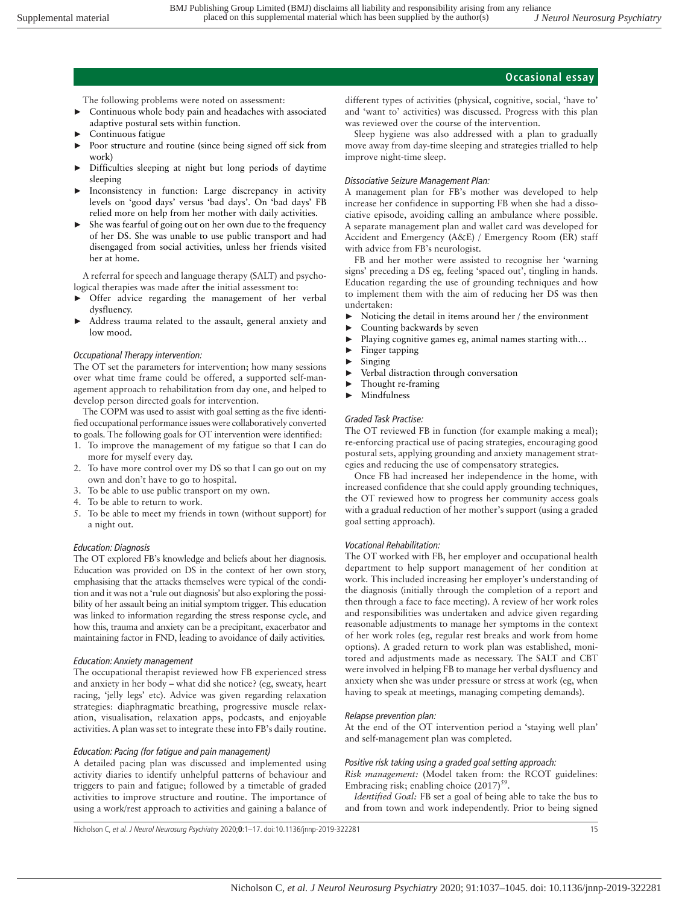The following problems were noted on assessment:

- Continuous whole body pain and headaches with associated adaptive postural sets within function.
- Continuous fatigue
- Poor structure and routine (since being signed off sick from work)
- Difficulties sleeping at night but long periods of daytime sleeping
- Inconsistency in function: Large discrepancy in activity levels on 'good days' versus 'bad days'. On 'bad days' FB relied more on help from her mother with daily activities.
- She was fearful of going out on her own due to the frequency of her DS. She was unable to use public transport and had disengaged from social activities, unless her friends visited her at home.

A referral for speech and language therapy (SALT) and psychological therapies was made after the initial assessment to:

- Offer advice regarding the management of her verbal dysfluency.
- Address trauma related to the assault, general anxiety and low mood.

*Occupational Therapy intervention:*

The OT set the parameters for intervention; how many sessions over what time frame could be offered, a supported self-management approach to rehabilitation from day one, and helped to develop person directed goals for intervention.

The COPM was used to assist with goal setting as the five identified occupational performance issues were collaboratively converted to goals. The following goals for OT intervention were identified:

1. To improve the management of my fatigue so that I can do more for myself every day.
2. To have more control over my DS so that I can go out on my own and don't have to go to hospital.
3. To be able to use public transport on my own.
4. To be able to return to work.
5. To be able to meet my friends in town (without support) for a night out.

*Education: Diagnosis*

The OT explored FB's knowledge and beliefs about her diagnosis. Education was provided on DS in the context of her own story, emphasising that the attacks themselves were typical of the condition and it was not a 'rule out diagnosis' but also exploring the possibility of her assault being an initial symptom trigger. This education was linked to information regarding the stress response cycle, and how this, trauma and anxiety can be a precipitant, exacerbator and maintaining factor in FND, leading to avoidance of daily activities.

*Education: Anxiety management*

The occupational therapist reviewed how FB experienced stress and anxiety in her body – what did she notice? (eg, sweaty, heart racing, 'jelly legs' etc). Advice was given regarding relaxation strategies: diaphragmatic breathing, progressive muscle relaxation, visualisation, relaxation apps, podcasts, and enjoyable activities. A plan was set to integrate these into FB's daily routine.

*Education: Pacing (for fatigue and pain management)*

A detailed pacing plan was discussed and implemented using activity diaries to identify unhelpful patterns of behaviour and triggers to pain and fatigue; followed by a timetable of graded activities to improve structure and routine. The importance of using a work/rest approach to activities and gaining a balance of different types of activities (physical, cognitive, social, 'have to' and 'want to' activities) was discussed. Progress with this plan was reviewed over the course of the intervention.

Sleep hygiene was also addressed with a plan to gradually move away from day-time sleeping and strategies trialled to help improve night-time sleep.

*Dissociative Seizure Management Plan:*

A management plan for FB's mother was developed to help increase her confidence in supporting FB when she had a dissociative episode, avoiding calling an ambulance where possible. A separate management plan and wallet card was developed for Accident and Emergency (A&E) / Emergency Room (ER) staff with advice from FB's neurologist.

FB and her mother were assisted to recognise her 'warning signs' preceding a DS eg, feeling 'spaced out', tingling in hands. Education regarding the use of grounding techniques and how to implement them with the aim of reducing her DS was then undertaken:

- Noticing the detail in items around her / the environment
- Counting backwards by seven
- Playing cognitive games eg, animal names starting with…
- Finger tapping
- Singing
- Verbal distraction through conversation
- Thought re-framing
- Mindfulness

*Graded Task Practise:*

The OT reviewed FB in function (for example making a meal); re-enforcing practical use of pacing strategies, encouraging good postural sets, applying grounding and anxiety management strategies and reducing the use of compensatory strategies.

Once FB had increased her independence in the home, with increased confidence that she could apply grounding techniques, the OT reviewed how to progress her community access goals with a gradual reduction of her mother's support (using a graded goal setting approach).

*Vocational Rehabilitation:*

The OT worked with FB, her employer and occupational health department to help support management of her condition at work. This included increasing her employer's understanding of the diagnosis (initially through the completion of a report and then through a face to face meeting). A review of her work roles and responsibilities was undertaken and advice given regarding reasonable adjustments to manage her symptoms in the context of her work roles (eg, regular rest breaks and work from home options). A graded return to work plan was established, monitored and adjustments made as necessary. The SALT and CBT were involved in helping FB to manage her verbal dysfluency and anxiety when she was under pressure or stress at work (eg, when having to speak at meetings, managing competing demands).

*Relapse prevention plan:*

At the end of the OT intervention period a 'staying well plan' and self-management plan was completed.

*Positive risk taking using a graded goal setting approach:*

*Risk management:* (Model taken from: the RCOT guidelines: Embracing risk; enabling choice (2017)[59].

*Identified Goal:* FB set a goal of being able to take the bus to and from town and work independently. Prior to being signed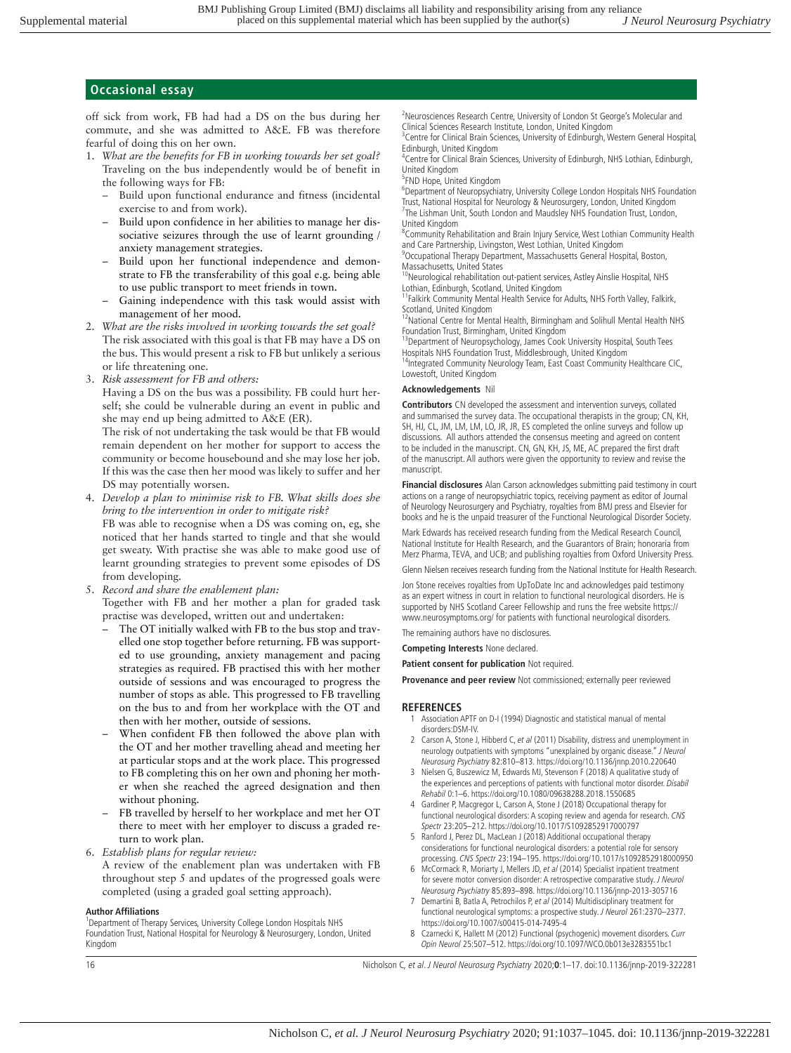## Occasional essay

off sick from work, FB had had a DS on the bus during her commute, and she was admitted to A&E. FB was therefore fearful of doing this on her own.

1. *What are the benefits for FB in working towards her set goal?* Traveling on the bus independently would be of benefit in the following ways for FB:
   - Build upon functional endurance and fitness (incidental exercise to and from work).
   - Build upon confidence in her abilities to manage her dissociative seizures through the use of learnt grounding / anxiety management strategies.
   - Build upon her functional independence and demonstrate to FB the transferability of this goal e.g. being able to use public transport to meet friends in town.
   - Gaining independence with this task would assist with management of her mood.
2. *What are the risks involved in working towards the set goal?* The risk associated with this goal is that FB may have a DS on the bus. This would present a risk to FB but unlikely a serious or life threatening one.
3. *Risk assessment for FB and others:*
   Having a DS on the bus was a possibility. FB could hurt herself; she could be vulnerable during an event in public and she may end up being admitted to A&E (ER).
   The risk of not undertaking the task would be that FB would remain dependent on her mother for support to access the community or become housebound and she may lose her job. If this was the case then her mood was likely to suffer and her DS may potentially worsen.
4. *Develop a plan to minimise risk to FB. What skills does she bring to the intervention in order to mitigate risk?*
   FB was able to recognise when a DS was coming on, eg, she noticed that her hands started to tingle and that she would get sweaty. With practise she was able to make good use of learnt grounding strategies to prevent some episodes of DS from developing.
5. *Record and share the enablement plan:*
   Together with FB and her mother a plan for graded task practise was developed, written out and undertaken:
   - The OT initially walked with FB to the bus stop and travelled one stop together before returning. FB was supported to use grounding, anxiety management and pacing strategies as required. FB practised this with her mother outside of sessions and was encouraged to progress the number of stops as able. This progressed to FB travelling on the bus to and from her workplace with the OT and then with her mother, outside of sessions.
   - When confident FB then followed the above plan with the OT and her mother travelling ahead and meeting her at particular stops and at the work place. This progressed to FB completing this on her own and phoning her mother when she reached the agreed designation and then without phoning.
   - FB travelled by herself to her workplace and met her OT there to meet with her employer to discuss a graded return to work plan.
6. *Establish plans for regular review:*
   A review of the enablement plan was undertaken with FB throughout step 5 and updates of the progressed goals were completed (using a graded goal setting approach).

**Author Affiliations**

[1]Department of Therapy Services, University College London Hospitals NHS Foundation Trust, National Hospital for Neurology & Neurosurgery, London, United Kingdom
[2]Neurosciences Research Centre, University of London St George's Molecular and Clinical Sciences Research Institute, London, United Kingdom
[3]Centre for Clinical Brain Sciences, University of Edinburgh, Western General Hospital, Edinburgh, United Kingdom
[4]Centre for Clinical Brain Sciences, University of Edinburgh, NHS Lothian, Edinburgh, United Kingdom
[5]FND Hope, United Kingdom
[6]Department of Neuropsychiatry, University College London Hospitals NHS Foundation Trust, National Hospital for Neurology & Neurosurgery, London, United Kingdom
[7]The Lishman Unit, South London and Maudsley NHS Foundation Trust, London, United Kingdom
[8]Community Rehabilitation and Brain Injury Service, West Lothian Community Health and Care Partnership, Livingston, West Lothian, United Kingdom
[9]Occupational Therapy Department, Massachusetts General Hospital, Boston, Massachusetts, United States
[10]Neurological rehabilitation out-patient services, Astley Ainslie Hospital, NHS Lothian, Edinburgh, Scotland, United Kingdom
[11]Falkirk Community Mental Health Service for Adults, NHS Forth Valley, Falkirk, Scotland, United Kingdom
[12]National Centre for Mental Health, Birmingham and Solihull Mental Health NHS Foundation Trust, Birmingham, United Kingdom
[13]Department of Neuropsychology, James Cook University Hospital, South Tees Hospitals NHS Foundation Trust, Middlesbrough, United Kingdom
[14]Integrated Community Neurology Team, East Coast Community Healthcare CIC, Lowestoft, United Kingdom

**Acknowledgements** Nil

**Contributors** CN developed the assessment and intervention surveys, collated and summarised the survey data. The occupational therapists in the group; CN, KH, SH, HJ, CL, JM, LM, LM, LO, JR, JR, ES completed the online surveys and follow up discussions. All authors attended the consensus meeting and agreed on content to be included in the manuscript. CN, GN, KH, JS, ME, AC prepared the first draft of the manuscript. All authors were given the opportunity to review and revise the manuscript.

**Financial disclosures** Alan Carson acknowledges submitting paid testimony in court actions on a range of neuropsychiatric topics, receiving payment as editor of Journal of Neurology Neurosurgery and Psychiatry, royalties from BMJ press and Elsevier for books and he is the unpaid treasurer of the Functional Neurological Disorder Society.

Mark Edwards has received research funding from the Medical Research Council, National Institute for Health Research, and the Guarantors of Brain; honoraria from Merz Pharma, TEVA, and UCB; and publishing royalties from Oxford University Press.

Glenn Nielsen receives research funding from the National Institute for Health Research.

Jon Stone receives royalties from UpToDate Inc and acknowledges paid testimony as an expert witness in court in relation to functional neurological disorders. He is supported by NHS Scotland Career Fellowship and runs the free website https://www.neurosymptoms.org/ for patients with functional neurological disorders.

The remaining authors have no disclosures.

**Competing Interests** None declared.

**Patient consent for publication** Not required.

**Provenance and peer review** Not commissioned; externally peer reviewed

## REFERENCES

1. Association APTF on D-I (1994) Diagnostic and statistical manual of mental disorders:DSM-IV.
2. Carson A, Stone J, Hibberd C, *et al* (2011) Disability, distress and unemployment in neurology outpatients with symptoms "unexplained by organic disease." *J Neurol Neurosurg Psychiatry* 82:810–813. https://doi.org/10.1136/jnnp.2010.220640
3. Nielsen G, Buszewicz M, Edwards MJ, Stevenson F (2018) A qualitative study of the experiences and perceptions of patients with functional motor disorder. *Disabil Rehabil* 0:1–6. https://doi.org/10.1080/09638288.2018.1550685
4. Gardiner P, Macgregor L, Carson A, Stone J (2018) Occupational therapy for functional neurological disorders: A scoping review and agenda for research. *CNS Spectr* 23:205–212. https://doi.org/10.1017/S1092852917000797
5. Ranford J, Perez DL, MacLean J (2018) Additional occupational therapy considerations for functional neurological disorders: a potential role for sensory processing. *CNS Spectr* 23:194–195. https://doi.org/10.1017/s1092852918000950
6. McCormack R, Moriarty J, Mellers JD, *et al* (2014) Specialist inpatient treatment for severe motor conversion disorder: A retrospective comparative study. *J Neurol Neurosurg Psychiatry* 85:893–898. https://doi.org/10.1136/jnnp-2013-305716
7. Demartini B, Batla A, Petrochilos P, *et al* (2014) Multidisciplinary treatment for functional neurological symptoms: a prospective study. *J Neurol* 261:2370–2377. https://doi.org/10.1007/s00415-014-7495-4
8. Czarnecki K, Hallett M (2012) Functional (psychogenic) movement disorders. *Curr Opin Neurol* 25:507–512. https://doi.org/10.1097/WCO.0b013e3283551bc1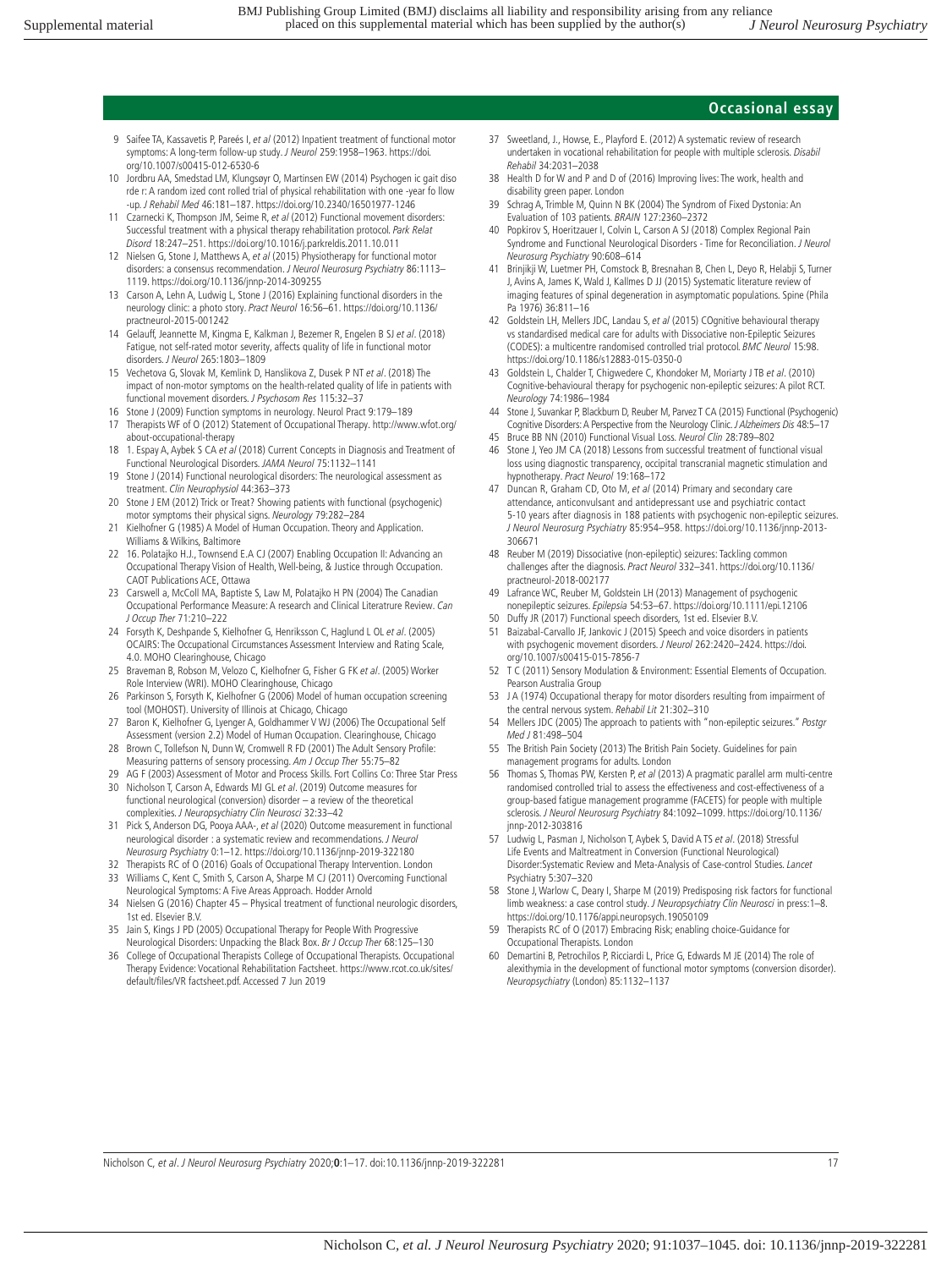9 Saifee TA, Kassavetis P, Pareés I, *et al* (2012) Inpatient treatment of functional motor symptoms: A long-term follow-up study. *J Neurol* 259:1958–1963. https://doi.org/10.1007/s00415-012-6530-6

10 Jordbru AA, Smedstad LM, Klungsøyr O, Martinsen EW (2014) Psychogen ic gait diso rde r: A random ized cont rolled trial of physical rehabilitation with one -year fo llow -up. *J Rehabil Med* 46:181–187. https://doi.org/10.2340/16501977-1246

11 Czarnecki K, Thompson JM, Seime R, *et al* (2012) Functional movement disorders: Successful treatment with a physical therapy rehabilitation protocol. *Park Relat Disord* 18:247–251. https://doi.org/10.1016/j.parkreldis.2011.10.011

12 Nielsen G, Stone J, Matthews A, *et al* (2015) Physiotherapy for functional motor disorders: a consensus recommendation. *J Neurol Neurosurg Psychiatry* 86:1113–1119. https://doi.org/10.1136/jnnp-2014-309255

13 Carson A, Lehn A, Ludwig L, Stone J (2016) Explaining functional disorders in the neurology clinic: a photo story. *Pract Neurol* 16:56–61. https://doi.org/10.1136/practneurol-2015-001242

14 Gelauff, Jeannette M, Kingma E, Kalkman J, Bezemer R, Engelen B SJ *et al*. (2018) Fatigue, not self-rated motor severity, affects quality of life in functional motor disorders. *J Neurol* 265:1803–1809

15 Vechetova G, Slovak M, Kemlink D, Hanslikova Z, Dusek P NT *et al*. (2018) The impact of non-motor symptoms on the health-related quality of life in patients with functional movement disorders. *J Psychosom Res* 115:32–37

16 Stone J (2009) Function symptoms in neurology. Neurol Pract 9:179–189

17 Therapists WF of O (2012) Statement of Occupational Therapy. http://www.wfot.org/about-occupational-therapy

18 1. Espay A, Aybek S CA *et al* (2018) Current Concepts in Diagnosis and Treatment of Functional Neurological Disorders. *JAMA Neurol* 75:1132–1141

19 Stone J (2014) Functional neurological disorders: The neurological assessment as treatment. *Clin Neurophysiol* 44:363–373

20 Stone J EM (2012) Trick or Treat? Showing patients with functional (psychogenic) motor symptoms their physical signs. *Neurology* 79:282–284

21 Kielhofner G (1985) A Model of Human Occupation. Theory and Application. Williams & Wilkins, Baltimore

22 16. Polatajko H.J., Townsend E.A CJ (2007) Enabling Occupation II: Advancing an Occupational Therapy Vision of Health, Well-being, & Justice through Occupation. CAOT Publications ACE, Ottawa

23 Carswell a, McColl MA, Baptiste S, Law M, Polatajko H PN (2004) The Canadian Occupational Performance Measure: A research and Clinical Literatrure Review. *Can J Occup Ther* 71:210–222

24 Forsyth K, Deshpande S, Kielhofner G, Henriksson C, Haglund L OL *et al*. (2005) OCAIRS: The Occupational Circumstances Assessment Interview and Rating Scale, 4.0. MOHO Clearinghouse, Chicago

25 Braveman B, Robson M, Velozo C, Kielhofner G, Fisher G FK *et al*. (2005) Worker Role Interview (WRI). MOHO Clearinghouse, Chicago

26 Parkinson S, Forsyth K, Kielhofner G (2006) Model of human occupation screening tool (MOHOST). University of Illinois at Chicago, Chicago

27 Baron K, Kielhofner G, Lyenger A, Goldhammer V WJ (2006) The Occupational Self Assessment (version 2.2) Model of Human Occupation. Clearinghouse, Chicago

28 Brown C, Tollefson N, Dunn W, Cromwell R FD (2001) The Adult Sensory Profile: Measuring patterns of sensory processing. *Am J Occup Ther* 55:75–82

29 AG F (2003) Assessment of Motor and Process Skills. Fort Collins Co: Three Star Press

30 Nicholson T, Carson A, Edwards MJ GL *et al*. (2019) Outcome measures for functional neurological (conversion) disorder – a review of the theoretical complexities. *J Neuropsychiatry Clin Neurosci* 32:33–42

31 Pick S, Anderson DG, Pooya AAA-, *et al* (2020) Outcome measurement in functional neurological disorder : a systematic review and recommendations. *J Neurol Neurosurg Psychiatry* 0:1–12. https://doi.org/10.1136/jnnp-2019-322180

32 Therapists RC of O (2016) Goals of Occupational Therapy Intervention. London

33 Williams C, Kent C, Smith S, Carson A, Sharpe M CJ (2011) Overcoming Functional Neurological Symptoms: A Five Areas Approach. Hodder Arnold

34 Nielsen G (2016) Chapter 45 – Physical treatment of functional neurologic disorders, 1st ed. Elsevier B.V.

35 Jain S, Kings J PD (2005) Occupational Therapy for People With Progressive Neurological Disorders: Unpacking the Black Box. *Br J Occup Ther* 68:125–130

36 College of Occupational Therapists College of Occupational Therapists. Occupational Therapy Evidence: Vocational Rehabilitation Factsheet. https://www.rcot.co.uk/sites/default/files/VR factsheet.pdf. Accessed 7 Jun 2019

37 Sweetland, J., Howse, E., Playford E. (2012) A systematic review of research undertaken in vocational rehabilitation for people with multiple sclerosis. *Disabil Rehabil* 34:2031–2038

38 Health D for W and P and D of (2016) Improving lives: The work, health and disability green paper. London

39 Schrag A, Trimble M, Quinn N BK (2004) The Syndrom of Fixed Dystonia: An Evaluation of 103 patients. *BRAIN* 127:2360–2372

40 Popkirov S, Hoeritzauer I, Colvin L, Carson A SJ (2018) Complex Regional Pain Syndrome and Functional Neurological Disorders - Time for Reconciliation. *J Neurol Neurosurg Psychiatry* 90:608–614

41 Brinjikji W, Luetmer PH, Comstock B, Bresnahan B, Chen L, Deyo R, Helabji S, Turner J, Avins A, James K, Wald J, Kallmes D JJ (2015) Systematic literature review of imaging features of spinal degeneration in asymptomatic populations. Spine (Phila Pa 1976) 36:811–16

42 Goldstein LH, Mellers JDC, Landau S, *et al* (2015) COgnitive behavioural therapy vs standardised medical care for adults with Dissociative non-Epileptic Seizures (CODES): a multicentre randomised controlled trial protocol. *BMC Neurol* 15:98. https://doi.org/10.1186/s12883-015-0350-0

43 Goldstein L, Chalder T, Chigwedere C, Khondoker M, Moriarty J TB *et al*. (2010) Cognitive-behavioural therapy for psychogenic non-epileptic seizures: A pilot RCT. *Neurology* 74:1986–1984

44 Stone J, Suvankar P, Blackburn D, Reuber M, Parvez T CA (2015) Functional (Psychogenic) Cognitive Disorders: A Perspective from the Neurology Clinic. *J Alzheimers Dis* 48:5–17

45 Bruce BB NN (2010) Functional Visual Loss. *Neurol Clin* 28:789–802

46 Stone J, Yeo JM CA (2018) Lessons from successful treatment of functional visual loss using diagnostic transparency, occipital transcranial magnetic stimulation and hypnotherapy. *Pract Neurol* 19:168–172

47 Duncan R, Graham CD, Oto M, *et al* (2014) Primary and secondary care attendance, anticonvulsant and antidepressant use and psychiatric contact 5-10 years after diagnosis in 188 patients with psychogenic non-epileptic seizures. *J Neurol Neurosurg Psychiatry* 85:954–958. https://doi.org/10.1136/jnnp-2013-306671

48 Reuber M (2019) Dissociative (non-epileptic) seizures: Tackling common challenges after the diagnosis. *Pract Neurol* 332–341. https://doi.org/10.1136/practneurol-2018-002177

49 Lafrance WC, Reuber M, Goldstein LH (2013) Management of psychogenic nonepileptic seizures. *Epilepsia* 54:53–67. https://doi.org/10.1111/epi.12106

50 Duffy JR (2017) Functional speech disorders, 1st ed. Elsevier B.V.

51 Baizabal-Carvallo JF, Jankovic J (2015) Speech and voice disorders in patients with psychogenic movement disorders. *J Neurol* 262:2420–2424. https://doi.org/10.1007/s00415-015-7856-7

52 T C (2011) Sensory Modulation & Environment: Essential Elements of Occupation. Pearson Australia Group

53 J A (1974) Occupational therapy for motor disorders resulting from impairment of the central nervous system. *Rehabil Lit* 21:302–310

54 Mellers JDC (2005) The approach to patients with "non-epileptic seizures." *Postgr Med J* 81:498–504

55 The British Pain Society (2013) The British Pain Society. Guidelines for pain management programs for adults. London

56 Thomas S, Thomas PW, Kersten P, *et al* (2013) A pragmatic parallel arm multi-centre randomised controlled trial to assess the effectiveness and cost-effectiveness of a group-based fatigue management programme (FACETS) for people with multiple sclerosis. *J Neurol Neurosurg Psychiatry* 84:1092–1099. https://doi.org/10.1136/jnnp-2012-303816

57 Ludwig L, Pasman J, Nicholson T, Aybek S, David A TS *et al*. (2018) Stressful Life Events and Maltreatment in Conversion (Functional Neurological) Disorder:Systematic Review and Meta-Analysis of Case-control Studies. *Lancet* Psychiatry 5:307–320

58 Stone J, Warlow C, Deary I, Sharpe M (2019) Predisposing risk factors for functional limb weakness: a case control study. *J Neuropsychiatry Clin Neurosci* in press:1–8. https://doi.org/10.1176/appi.neuropsych.19050109

59 Therapists RC of O (2017) Embracing Risk; enabling choice-Guidance for Occupational Therapists. London

60 Demartini B, Petrochilos P, Ricciardi L, Price G, Edwards M JE (2014) The role of alexithymia in the development of functional motor symptoms (conversion disorder). *Neuropsychiatry* (London) 85:1132–1137